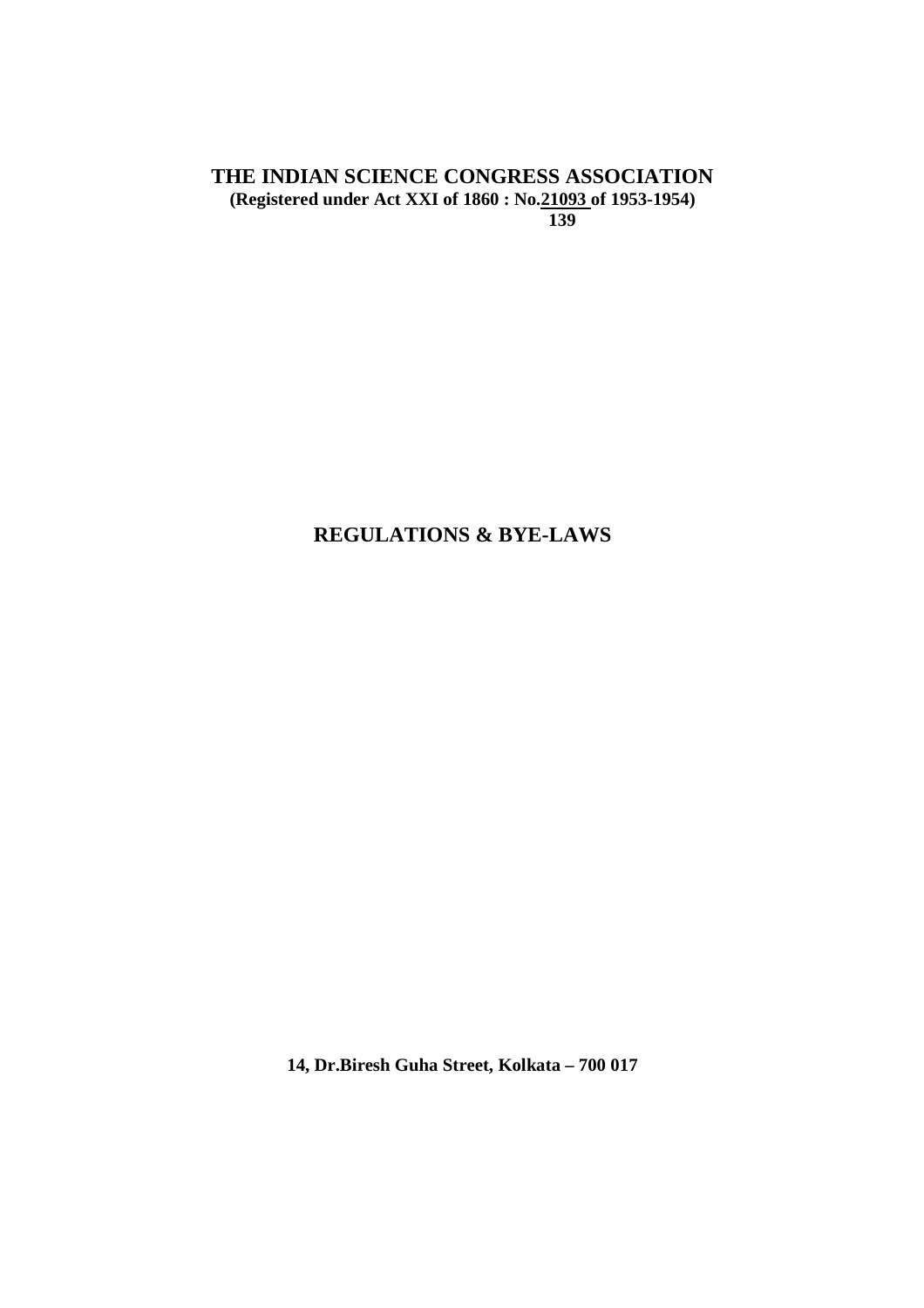# THE INDIAN SCIENCE CONGRESS ASSOCIATION

**(Registered under Act XXI of 1860 : No.21093 of 1953-1954)**

**139**

## REGULATIONS & BYE-LAWS

**14, Dr.Biresh Guha Street, Kolkata – 700 017**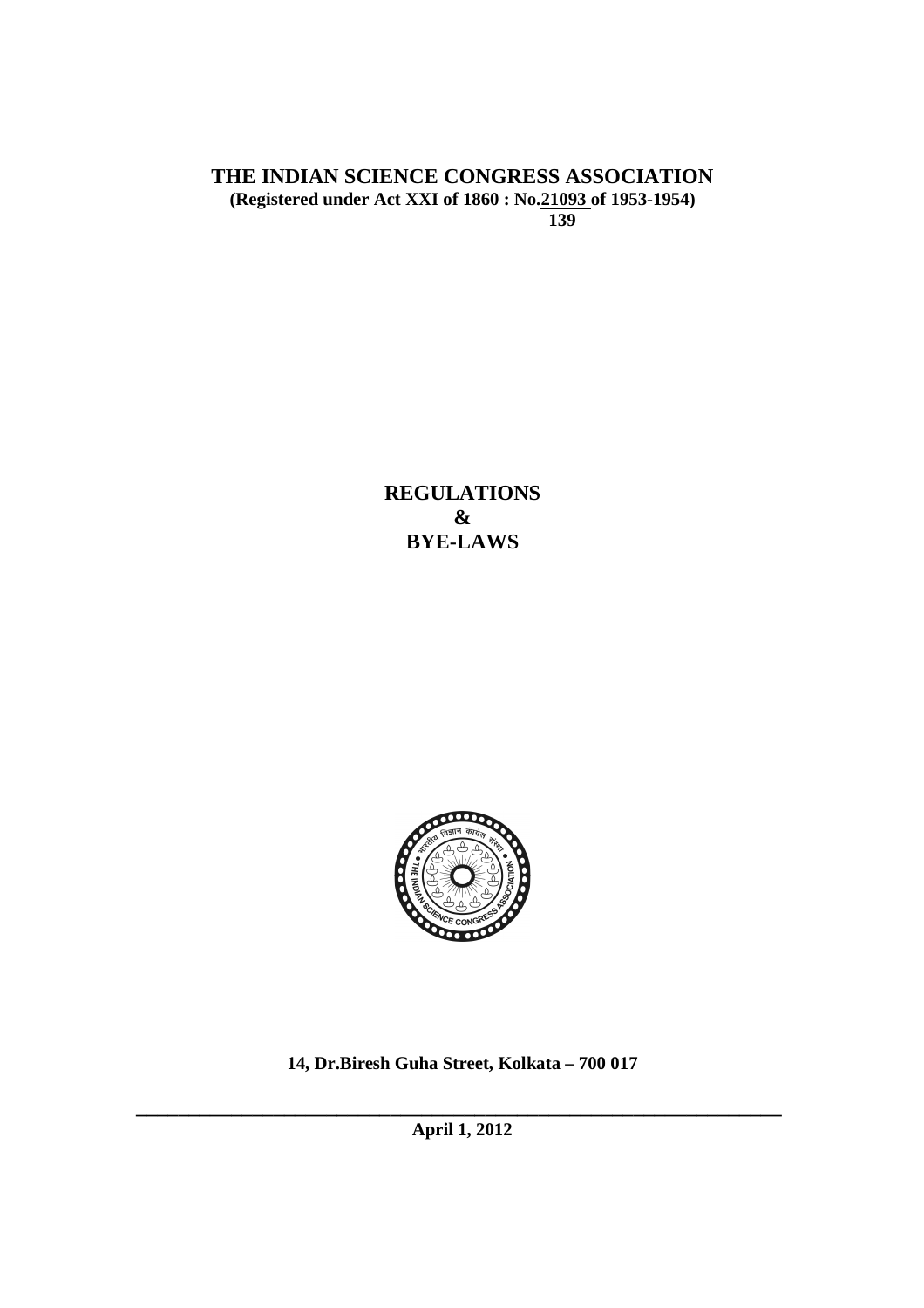# THE INDIAN SCIENCE CONGRESS ASSOCIATION

**(Registered under Act XXI of 1860 : No.21093 of 1953-1954)**

**139**

# REGULATIONS
# &
# BYE-LAWS

**14, Dr.Biresh Guha Street, Kolkata – 700 017**

---

**April 1, 2012**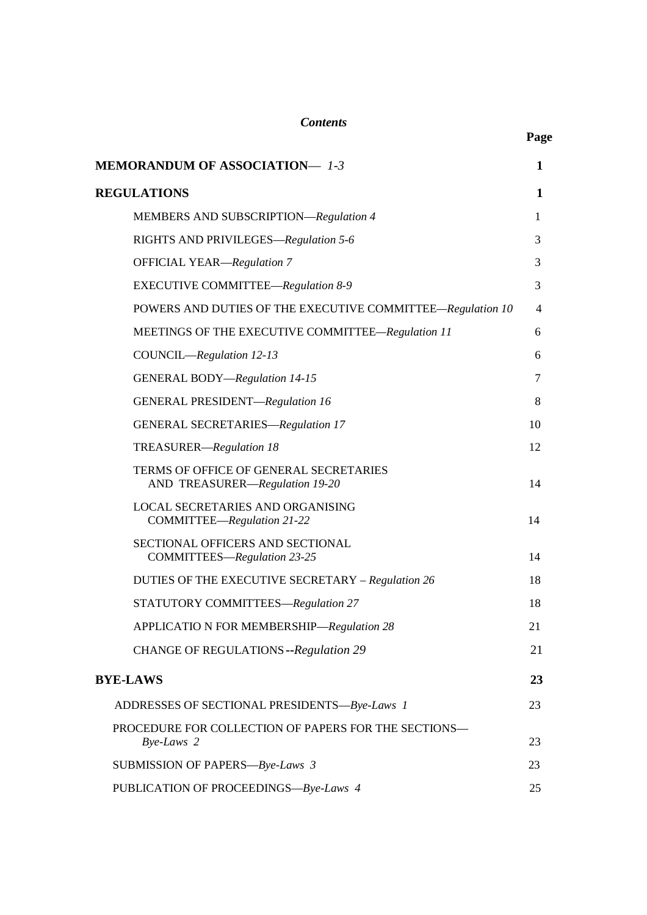# *Contents*

| | Page |
|---|---|
| **MEMORANDUM OF ASSOCIATION**— *1-3* | **1** |
| **REGULATIONS** | **1** |
| MEMBERS AND SUBSCRIPTION—*Regulation 4* | 1 |
| RIGHTS AND PRIVILEGES—*Regulation 5-6* | 3 |
| OFFICIAL YEAR—*Regulation 7* | 3 |
| EXECUTIVE COMMITTEE—*Regulation 8-9* | 3 |
| POWERS AND DUTIES OF THE EXECUTIVE COMMITTEE—*Regulation 10* | 4 |
| MEETINGS OF THE EXECUTIVE COMMITTEE—*Regulation 11* | 6 |
| COUNCIL—*Regulation 12-13* | 6 |
| GENERAL BODY—*Regulation 14-15* | 7 |
| GENERAL PRESIDENT—*Regulation 16* | 8 |
| GENERAL SECRETARIES—*Regulation 17* | 10 |
| TREASURER—*Regulation 18* | 12 |
| TERMS OF OFFICE OF GENERAL SECRETARIES AND TREASURER—*Regulation 19-20* | 14 |
| LOCAL SECRETARIES AND ORGANISING COMMITTEE—*Regulation 21-22* | 14 |
| SECTIONAL OFFICERS AND SECTIONAL COMMITTEES—*Regulation 23-25* | 14 |
| DUTIES OF THE EXECUTIVE SECRETARY – *Regulation 26* | 18 |
| STATUTORY COMMITTEES—*Regulation 27* | 18 |
| APPLICATIO N FOR MEMBERSHIP—*Regulation 28* | 21 |
| CHANGE OF REGULATIONS--*Regulation 29* | 21 |
| **BYE-LAWS** | **23** |
| ADDRESSES OF SECTIONAL PRESIDENTS—*Bye-Laws 1* | 23 |
| PROCEDURE FOR COLLECTION OF PAPERS FOR THE SECTIONS—*Bye-Laws 2* | 23 |
| SUBMISSION OF PAPERS—*Bye-Laws 3* | 23 |
| PUBLICATION OF PROCEEDINGS—*Bye-Laws 4* | 25 |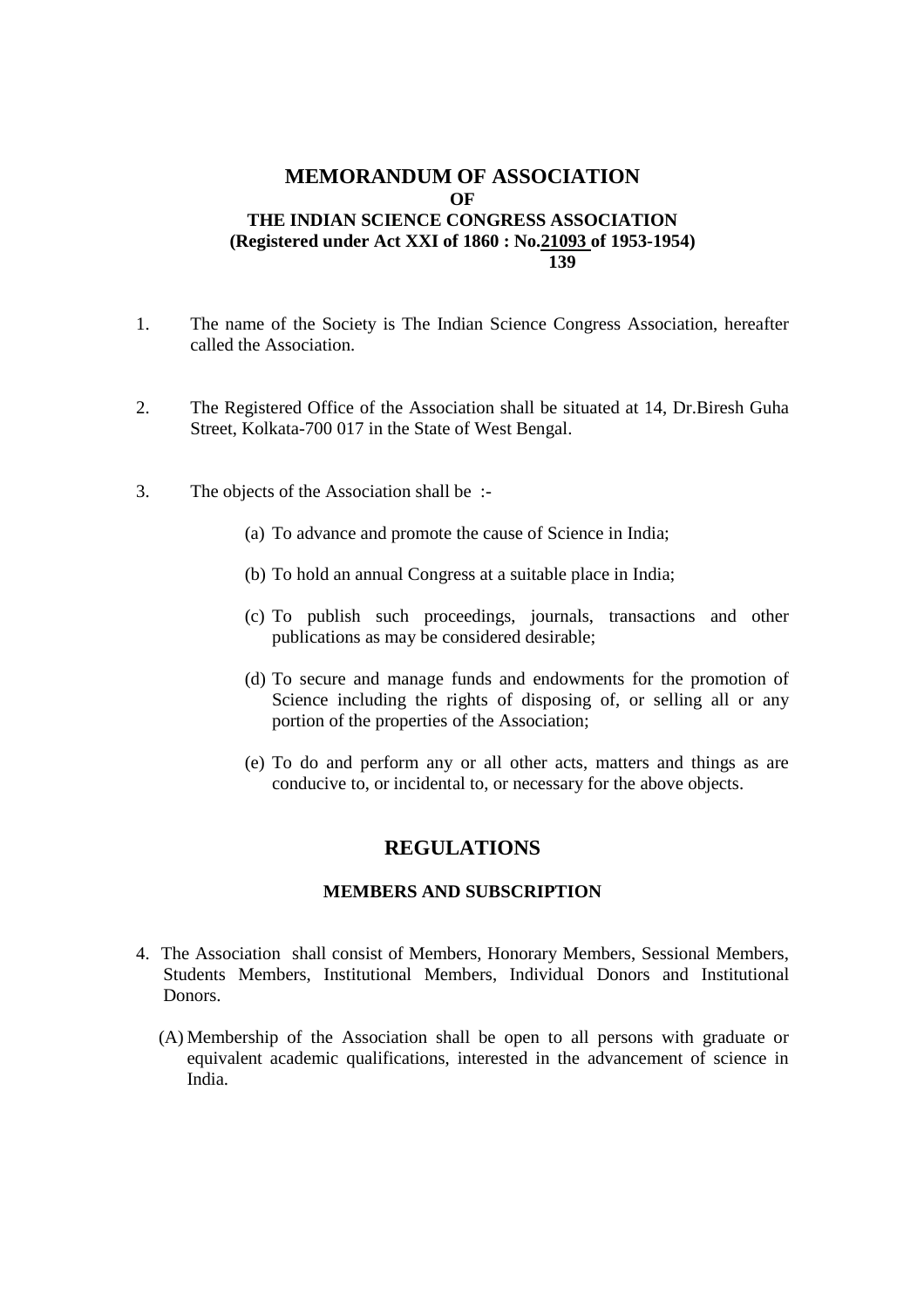# MEMORANDUM OF ASSOCIATION
## OF
## THE INDIAN SCIENCE CONGRESS ASSOCIATION
**(Registered under Act XXI of 1860 : No.21093 of 1953-1954)**
**139**

1. The name of the Society is The Indian Science Congress Association, hereafter called the Association.

2. The Registered Office of the Association shall be situated at 14, Dr.Biresh Guha Street, Kolkata-700 017 in the State of West Bengal.

3. The objects of the Association shall be :-

   (a) To advance and promote the cause of Science in India;

   (b) To hold an annual Congress at a suitable place in India;

   (c) To publish such proceedings, journals, transactions and other publications as may be considered desirable;

   (d) To secure and manage funds and endowments for the promotion of Science including the rights of disposing of, or selling all or any portion of the properties of the Association;

   (e) To do and perform any or all other acts, matters and things as are conducive to, or incidental to, or necessary for the above objects.

## REGULATIONS

### MEMBERS AND SUBSCRIPTION

4. The Association shall consist of Members, Honorary Members, Sessional Members, Students Members, Institutional Members, Individual Donors and Institutional Donors.

   (A) Membership of the Association shall be open to all persons with graduate or equivalent academic qualifications, interested in the advancement of science in India.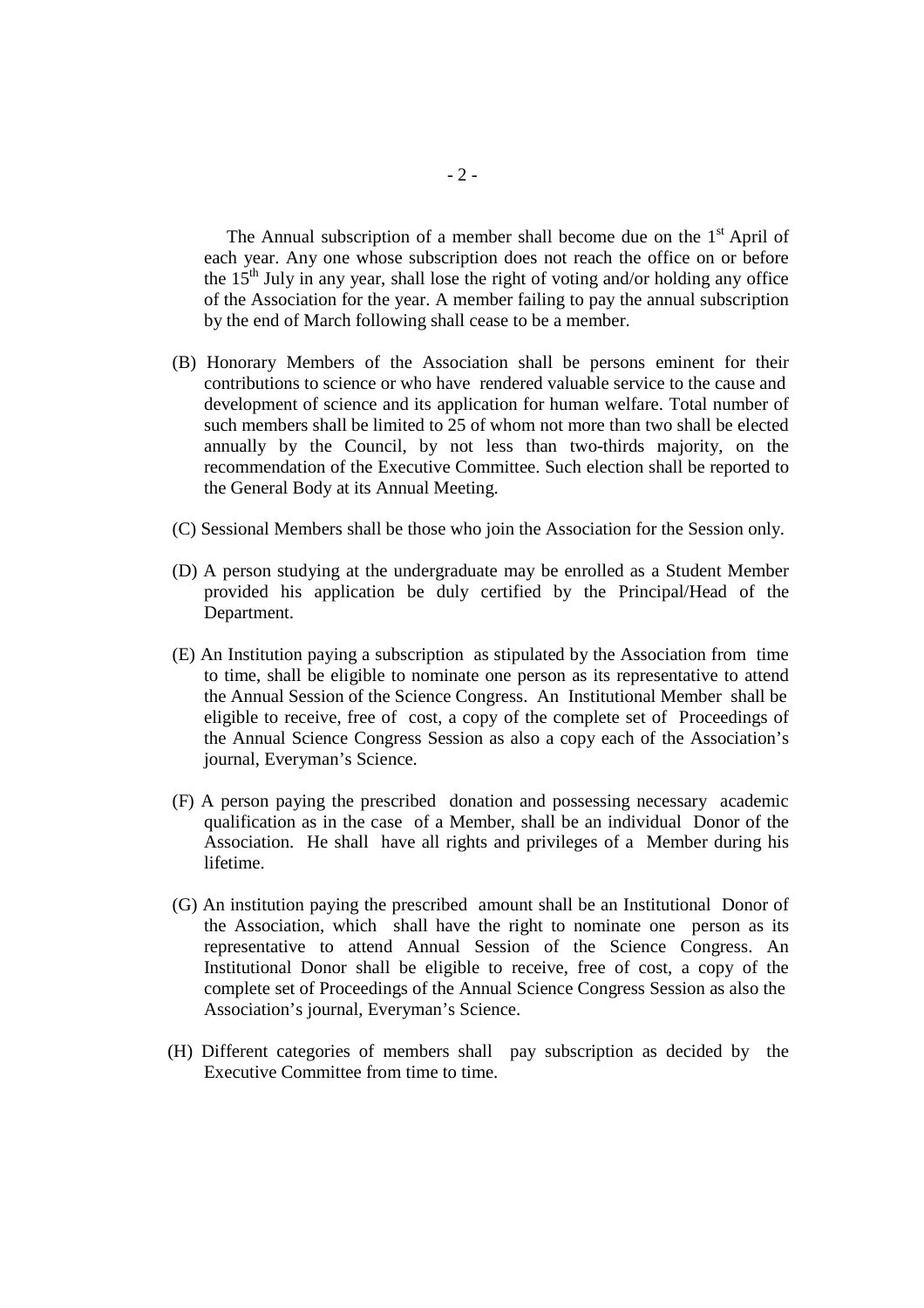The Annual subscription of a member shall become due on the 1st April of each year. Any one whose subscription does not reach the office on or before the 15th July in any year, shall lose the right of voting and/or holding any office of the Association for the year. A member failing to pay the annual subscription by the end of March following shall cease to be a member.

(B) Honorary Members of the Association shall be persons eminent for their contributions to science or who have rendered valuable service to the cause and development of science and its application for human welfare. Total number of such members shall be limited to 25 of whom not more than two shall be elected annually by the Council, by not less than two-thirds majority, on the recommendation of the Executive Committee. Such election shall be reported to the General Body at its Annual Meeting.

(C) Sessional Members shall be those who join the Association for the Session only.

(D) A person studying at the undergraduate may be enrolled as a Student Member provided his application be duly certified by the Principal/Head of the Department.

(E) An Institution paying a subscription as stipulated by the Association from time to time, shall be eligible to nominate one person as its representative to attend the Annual Session of the Science Congress. An Institutional Member shall be eligible to receive, free of cost, a copy of the complete set of Proceedings of the Annual Science Congress Session as also a copy each of the Association's journal, Everyman's Science.

(F) A person paying the prescribed donation and possessing necessary academic qualification as in the case of a Member, shall be an individual Donor of the Association. He shall have all rights and privileges of a Member during his lifetime.

(G) An institution paying the prescribed amount shall be an Institutional Donor of the Association, which shall have the right to nominate one person as its representative to attend Annual Session of the Science Congress. An Institutional Donor shall be eligible to receive, free of cost, a copy of the complete set of Proceedings of the Annual Science Congress Session as also the Association's journal, Everyman's Science.

(H) Different categories of members shall pay subscription as decided by the Executive Committee from time to time.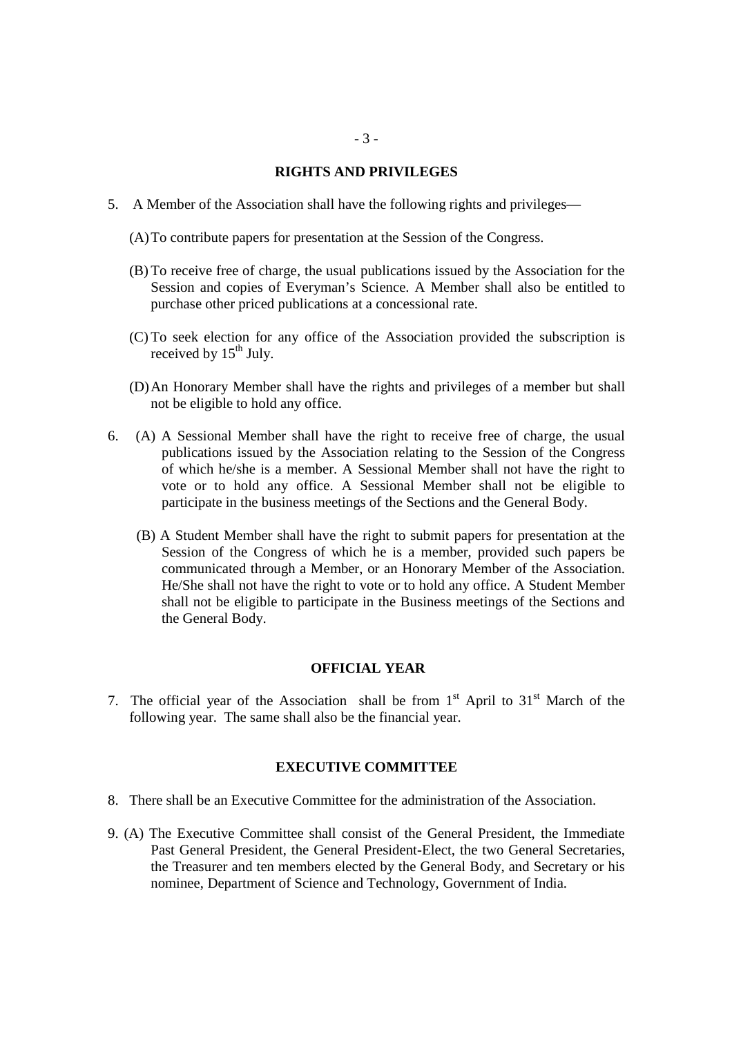## RIGHTS AND PRIVILEGES

5. A Member of the Association shall have the following rights and privileges—

   (A) To contribute papers for presentation at the Session of the Congress.

   (B) To receive free of charge, the usual publications issued by the Association for the Session and copies of Everyman's Science. A Member shall also be entitled to purchase other priced publications at a concessional rate.

   (C) To seek election for any office of the Association provided the subscription is received by 15th July.

   (D) An Honorary Member shall have the rights and privileges of a member but shall not be eligible to hold any office.

6. (A) A Sessional Member shall have the right to receive free of charge, the usual publications issued by the Association relating to the Session of the Congress of which he/she is a member. A Sessional Member shall not have the right to vote or to hold any office. A Sessional Member shall not be eligible to participate in the business meetings of the Sections and the General Body.

   (B) A Student Member shall have the right to submit papers for presentation at the Session of the Congress of which he is a member, provided such papers be communicated through a Member, or an Honorary Member of the Association. He/She shall not have the right to vote or to hold any office. A Student Member shall not be eligible to participate in the Business meetings of the Sections and the General Body.

## OFFICIAL YEAR

7. The official year of the Association shall be from 1st April to 31st March of the following year. The same shall also be the financial year.

## EXECUTIVE COMMITTEE

8. There shall be an Executive Committee for the administration of the Association.

9. (A) The Executive Committee shall consist of the General President, the Immediate Past General President, the General President-Elect, the two General Secretaries, the Treasurer and ten members elected by the General Body, and Secretary or his nominee, Department of Science and Technology, Government of India.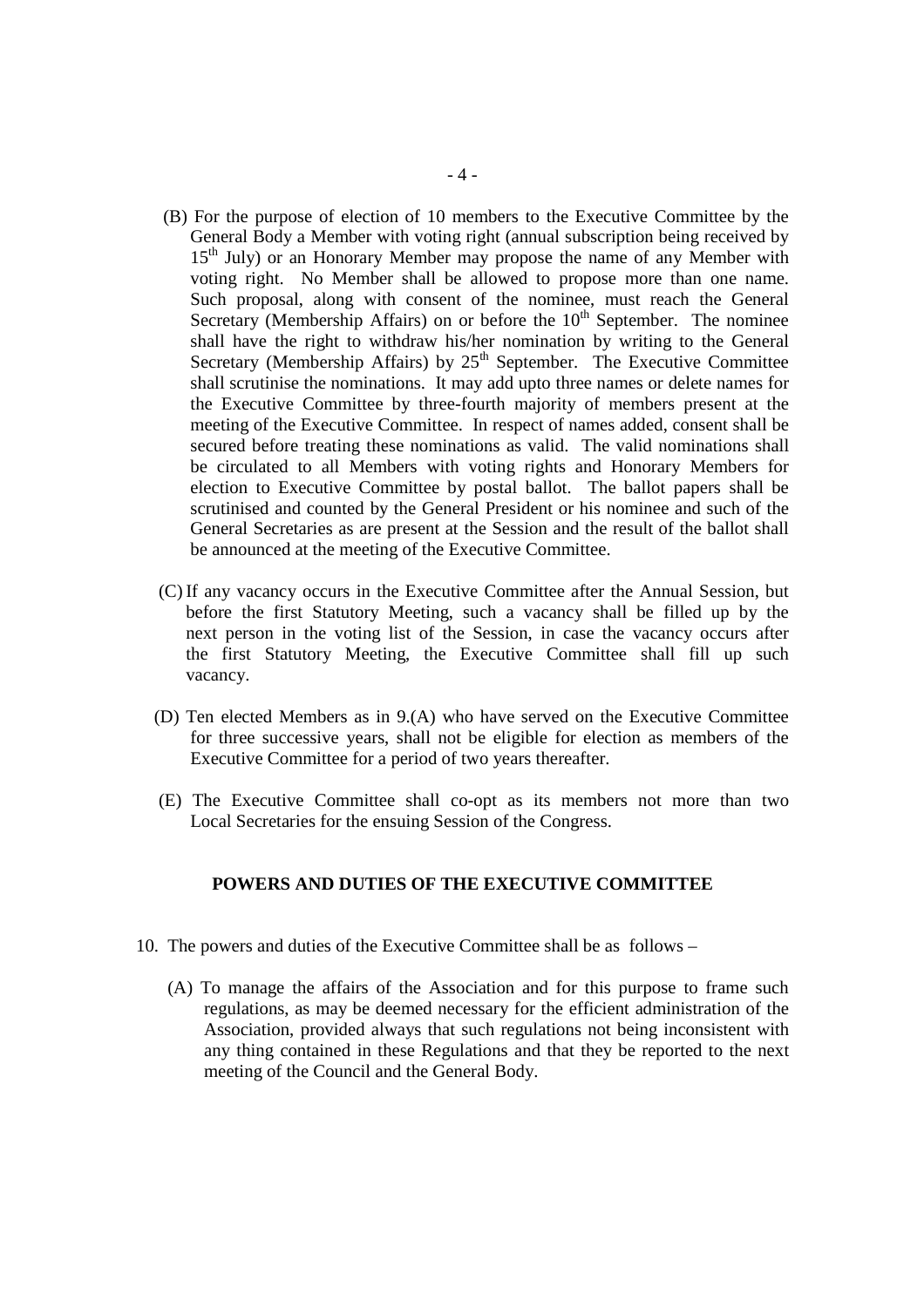(B) For the purpose of election of 10 members to the Executive Committee by the General Body a Member with voting right (annual subscription being received by 15th July) or an Honorary Member may propose the name of any Member with voting right. No Member shall be allowed to propose more than one name. Such proposal, along with consent of the nominee, must reach the General Secretary (Membership Affairs) on or before the 10th September. The nominee shall have the right to withdraw his/her nomination by writing to the General Secretary (Membership Affairs) by 25th September. The Executive Committee shall scrutinise the nominations. It may add upto three names or delete names for the Executive Committee by three-fourth majority of members present at the meeting of the Executive Committee. In respect of names added, consent shall be secured before treating these nominations as valid. The valid nominations shall be circulated to all Members with voting rights and Honorary Members for election to Executive Committee by postal ballot. The ballot papers shall be scrutinised and counted by the General President or his nominee and such of the General Secretaries as are present at the Session and the result of the ballot shall be announced at the meeting of the Executive Committee.

(C) If any vacancy occurs in the Executive Committee after the Annual Session, but before the first Statutory Meeting, such a vacancy shall be filled up by the next person in the voting list of the Session, in case the vacancy occurs after the first Statutory Meeting, the Executive Committee shall fill up such vacancy.

(D) Ten elected Members as in 9.(A) who have served on the Executive Committee for three successive years, shall not be eligible for election as members of the Executive Committee for a period of two years thereafter.

(E) The Executive Committee shall co-opt as its members not more than two Local Secretaries for the ensuing Session of the Congress.

## POWERS AND DUTIES OF THE EXECUTIVE COMMITTEE

10. The powers and duties of the Executive Committee shall be as follows –

(A) To manage the affairs of the Association and for this purpose to frame such regulations, as may be deemed necessary for the efficient administration of the Association, provided always that such regulations not being inconsistent with any thing contained in these Regulations and that they be reported to the next meeting of the Council and the General Body.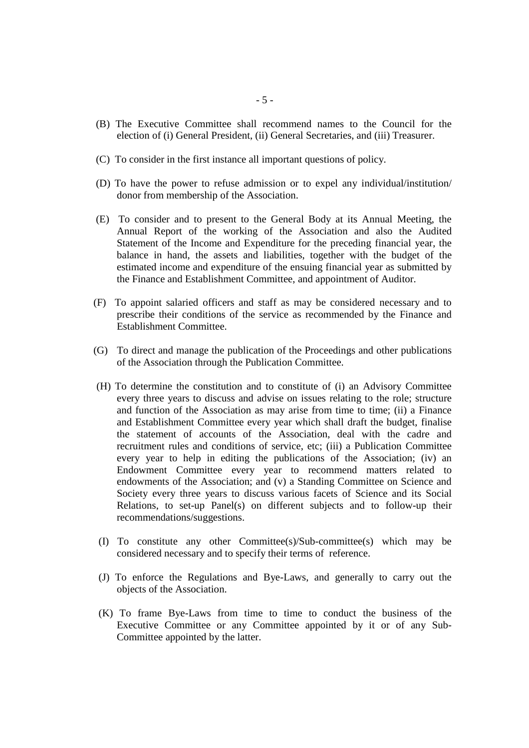(B) The Executive Committee shall recommend names to the Council for the election of (i) General President, (ii) General Secretaries, and (iii) Treasurer.

(C) To consider in the first instance all important questions of policy.

(D) To have the power to refuse admission or to expel any individual/institution/ donor from membership of the Association.

(E) To consider and to present to the General Body at its Annual Meeting, the Annual Report of the working of the Association and also the Audited Statement of the Income and Expenditure for the preceding financial year, the balance in hand, the assets and liabilities, together with the budget of the estimated income and expenditure of the ensuing financial year as submitted by the Finance and Establishment Committee, and appointment of Auditor.

(F) To appoint salaried officers and staff as may be considered necessary and to prescribe their conditions of the service as recommended by the Finance and Establishment Committee.

(G) To direct and manage the publication of the Proceedings and other publications of the Association through the Publication Committee.

(H) To determine the constitution and to constitute of (i) an Advisory Committee every three years to discuss and advise on issues relating to the role; structure and function of the Association as may arise from time to time; (ii) a Finance and Establishment Committee every year which shall draft the budget, finalise the statement of accounts of the Association, deal with the cadre and recruitment rules and conditions of service, etc; (iii) a Publication Committee every year to help in editing the publications of the Association; (iv) an Endowment Committee every year to recommend matters related to endowments of the Association; and (v) a Standing Committee on Science and Society every three years to discuss various facets of Science and its Social Relations, to set-up Panel(s) on different subjects and to follow-up their recommendations/suggestions.

(I) To constitute any other Committee(s)/Sub-committee(s) which may be considered necessary and to specify their terms of reference.

(J) To enforce the Regulations and Bye-Laws, and generally to carry out the objects of the Association.

(K) To frame Bye-Laws from time to time to conduct the business of the Executive Committee or any Committee appointed by it or of any Sub-Committee appointed by the latter.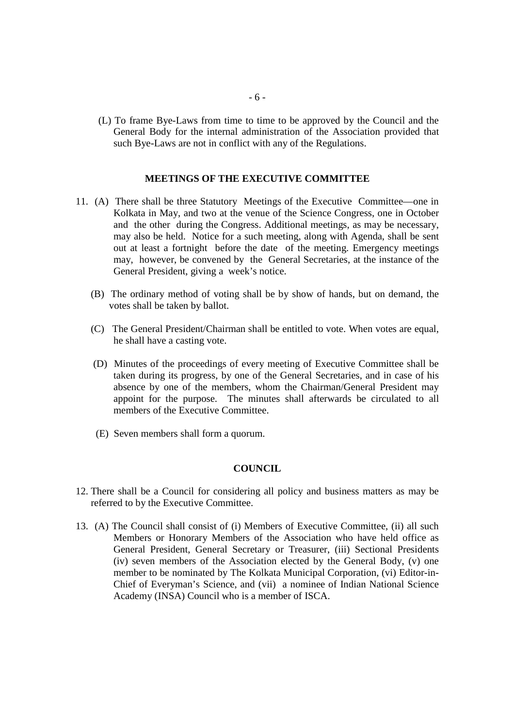(L) To frame Bye-Laws from time to time to be approved by the Council and the General Body for the internal administration of the Association provided that such Bye-Laws are not in conflict with any of the Regulations.

## MEETINGS OF THE EXECUTIVE COMMITTEE

11. (A) There shall be three Statutory Meetings of the Executive Committee—one in Kolkata in May, and two at the venue of the Science Congress, one in October and the other during the Congress. Additional meetings, as may be necessary, may also be held. Notice for a such meeting, along with Agenda, shall be sent out at least a fortnight before the date of the meeting. Emergency meetings may, however, be convened by the General Secretaries, at the instance of the General President, giving a week's notice.

    (B) The ordinary method of voting shall be by show of hands, but on demand, the votes shall be taken by ballot.

    (C) The General President/Chairman shall be entitled to vote. When votes are equal, he shall have a casting vote.

    (D) Minutes of the proceedings of every meeting of Executive Committee shall be taken during its progress, by one of the General Secretaries, and in case of his absence by one of the members, whom the Chairman/General President may appoint for the purpose. The minutes shall afterwards be circulated to all members of the Executive Committee.

    (E) Seven members shall form a quorum.

## COUNCIL

12. There shall be a Council for considering all policy and business matters as may be referred to by the Executive Committee.

13. (A) The Council shall consist of (i) Members of Executive Committee, (ii) all such Members or Honorary Members of the Association who have held office as General President, General Secretary or Treasurer, (iii) Sectional Presidents (iv) seven members of the Association elected by the General Body, (v) one member to be nominated by The Kolkata Municipal Corporation, (vi) Editor-in-Chief of Everyman's Science, and (vii) a nominee of Indian National Science Academy (INSA) Council who is a member of ISCA.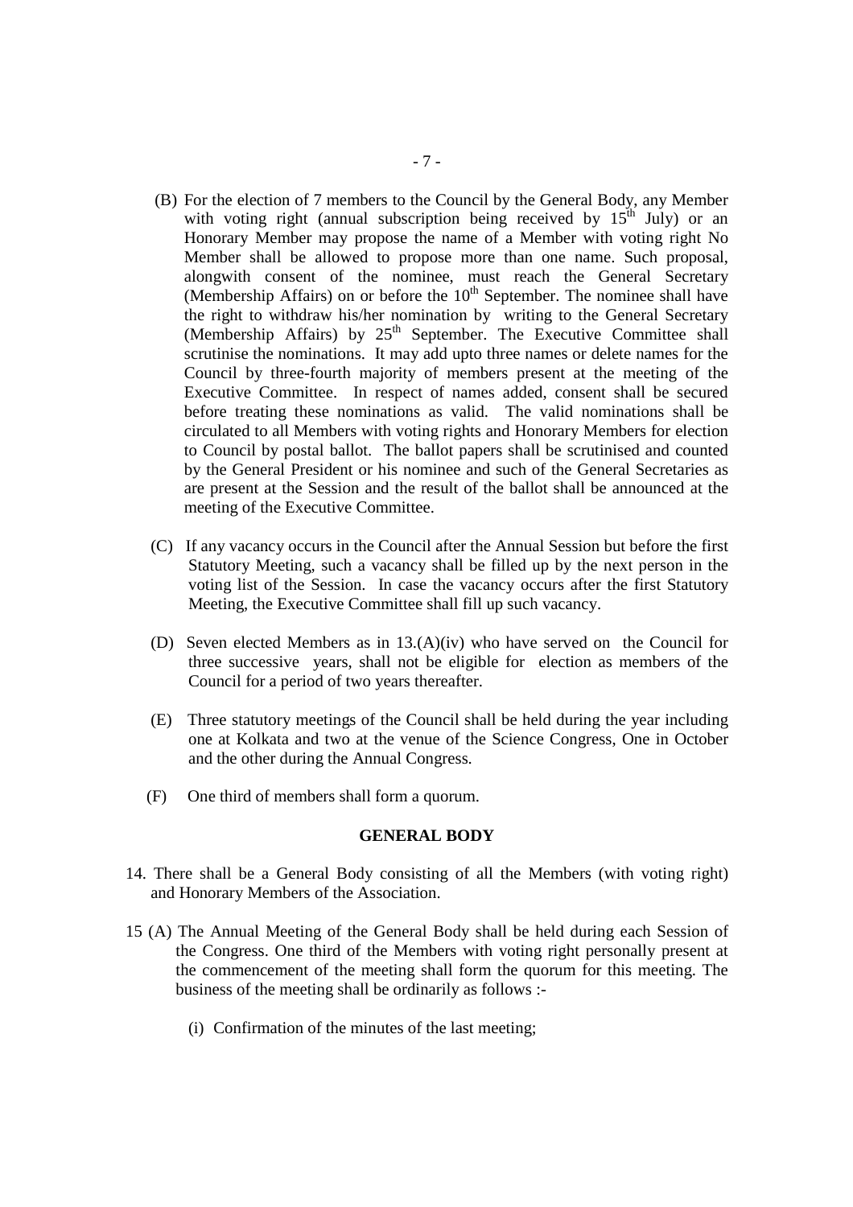(B) For the election of 7 members to the Council by the General Body, any Member with voting right (annual subscription being received by 15th July) or an Honorary Member may propose the name of a Member with voting right No Member shall be allowed to propose more than one name. Such proposal, alongwith consent of the nominee, must reach the General Secretary (Membership Affairs) on or before the 10th September. The nominee shall have the right to withdraw his/her nomination by writing to the General Secretary (Membership Affairs) by 25th September. The Executive Committee shall scrutinise the nominations. It may add upto three names or delete names for the Council by three-fourth majority of members present at the meeting of the Executive Committee. In respect of names added, consent shall be secured before treating these nominations as valid. The valid nominations shall be circulated to all Members with voting rights and Honorary Members for election to Council by postal ballot. The ballot papers shall be scrutinised and counted by the General President or his nominee and such of the General Secretaries as are present at the Session and the result of the ballot shall be announced at the meeting of the Executive Committee.

(C) If any vacancy occurs in the Council after the Annual Session but before the first Statutory Meeting, such a vacancy shall be filled up by the next person in the voting list of the Session. In case the vacancy occurs after the first Statutory Meeting, the Executive Committee shall fill up such vacancy.

(D) Seven elected Members as in 13.(A)(iv) who have served on the Council for three successive years, shall not be eligible for election as members of the Council for a period of two years thereafter.

(E) Three statutory meetings of the Council shall be held during the year including one at Kolkata and two at the venue of the Science Congress, One in October and the other during the Annual Congress.

(F) One third of members shall form a quorum.

## GENERAL BODY

14. There shall be a General Body consisting of all the Members (with voting right) and Honorary Members of the Association.

15 (A) The Annual Meeting of the General Body shall be held during each Session of the Congress. One third of the Members with voting right personally present at the commencement of the meeting shall form the quorum for this meeting. The business of the meeting shall be ordinarily as follows :-

(i) Confirmation of the minutes of the last meeting;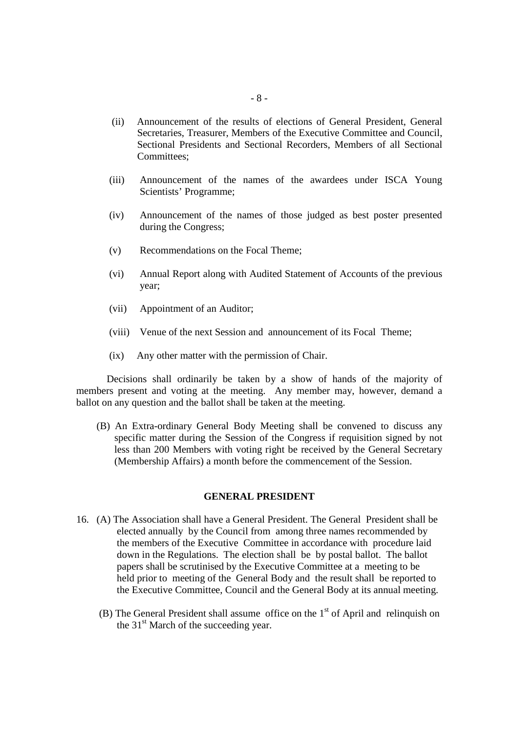(ii) Announcement of the results of elections of General President, General Secretaries, Treasurer, Members of the Executive Committee and Council, Sectional Presidents and Sectional Recorders, Members of all Sectional Committees;

(iii) Announcement of the names of the awardees under ISCA Young Scientists' Programme;

(iv) Announcement of the names of those judged as best poster presented during the Congress;

(v) Recommendations on the Focal Theme;

(vi) Annual Report along with Audited Statement of Accounts of the previous year;

(vii) Appointment of an Auditor;

(viii) Venue of the next Session and announcement of its Focal Theme;

(ix) Any other matter with the permission of Chair.

Decisions shall ordinarily be taken by a show of hands of the majority of members present and voting at the meeting. Any member may, however, demand a ballot on any question and the ballot shall be taken at the meeting.

(B) An Extra-ordinary General Body Meeting shall be convened to discuss any specific matter during the Session of the Congress if requisition signed by not less than 200 Members with voting right be received by the General Secretary (Membership Affairs) a month before the commencement of the Session.

## GENERAL PRESIDENT

16. (A) The Association shall have a General President. The General President shall be elected annually by the Council from among three names recommended by the members of the Executive Committee in accordance with procedure laid down in the Regulations. The election shall be by postal ballot. The ballot papers shall be scrutinised by the Executive Committee at a meeting to be held prior to meeting of the General Body and the result shall be reported to the Executive Committee, Council and the General Body at its annual meeting.

(B) The General President shall assume office on the 1st of April and relinquish on the 31st March of the succeeding year.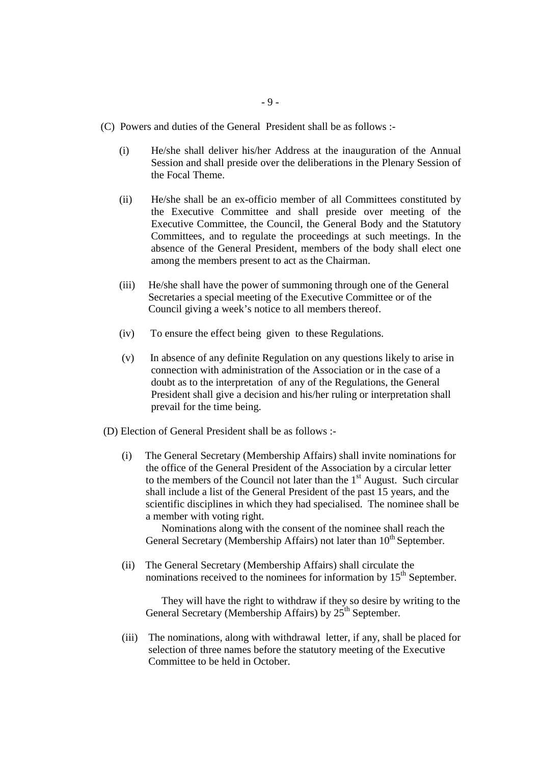(C) Powers and duties of the General President shall be as follows :-

(i) He/she shall deliver his/her Address at the inauguration of the Annual Session and shall preside over the deliberations in the Plenary Session of the Focal Theme.

(ii) He/she shall be an ex-officio member of all Committees constituted by the Executive Committee and shall preside over meeting of the Executive Committee, the Council, the General Body and the Statutory Committees, and to regulate the proceedings at such meetings. In the absence of the General President, members of the body shall elect one among the members present to act as the Chairman.

(iii) He/she shall have the power of summoning through one of the General Secretaries a special meeting of the Executive Committee or of the Council giving a week's notice to all members thereof.

(iv) To ensure the effect being given to these Regulations.

(v) In absence of any definite Regulation on any questions likely to arise in connection with administration of the Association or in the case of a doubt as to the interpretation of any of the Regulations, the General President shall give a decision and his/her ruling or interpretation shall prevail for the time being.

(D) Election of General President shall be as follows :-

(i) The General Secretary (Membership Affairs) shall invite nominations for the office of the General President of the Association by a circular letter to the members of the Council not later than the 1st August. Such circular shall include a list of the General President of the past 15 years, and the scientific disciplines in which they had specialised. The nominee shall be a member with voting right.

Nominations along with the consent of the nominee shall reach the General Secretary (Membership Affairs) not later than 10th September.

(ii) The General Secretary (Membership Affairs) shall circulate the nominations received to the nominees for information by 15th September.

They will have the right to withdraw if they so desire by writing to the General Secretary (Membership Affairs) by 25th September.

(iii) The nominations, along with withdrawal letter, if any, shall be placed for selection of three names before the statutory meeting of the Executive Committee to be held in October.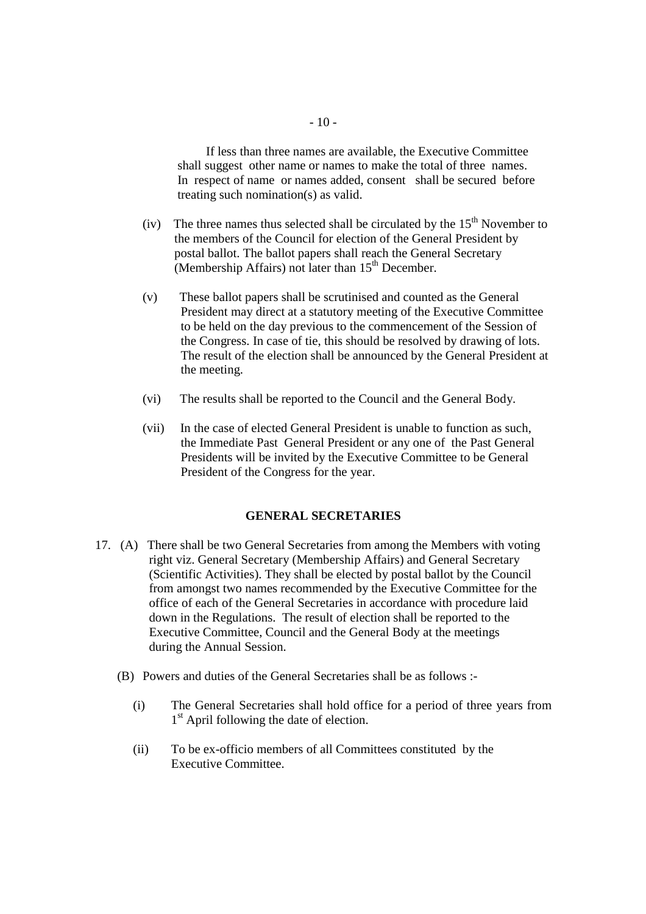If less than three names are available, the Executive Committee shall suggest other name or names to make the total of three names. In respect of name or names added, consent shall be secured before treating such nomination(s) as valid.

(iv) The three names thus selected shall be circulated by the 15th November to the members of the Council for election of the General President by postal ballot. The ballot papers shall reach the General Secretary (Membership Affairs) not later than 15th December.

(v) These ballot papers shall be scrutinised and counted as the General President may direct at a statutory meeting of the Executive Committee to be held on the day previous to the commencement of the Session of the Congress. In case of tie, this should be resolved by drawing of lots. The result of the election shall be announced by the General President at the meeting.

(vi) The results shall be reported to the Council and the General Body.

(vii) In the case of elected General President is unable to function as such, the Immediate Past General President or any one of the Past General Presidents will be invited by the Executive Committee to be General President of the Congress for the year.

## GENERAL SECRETARIES

17. (A) There shall be two General Secretaries from among the Members with voting right viz. General Secretary (Membership Affairs) and General Secretary (Scientific Activities). They shall be elected by postal ballot by the Council from amongst two names recommended by the Executive Committee for the office of each of the General Secretaries in accordance with procedure laid down in the Regulations. The result of election shall be reported to the Executive Committee, Council and the General Body at the meetings during the Annual Session.

(B) Powers and duties of the General Secretaries shall be as follows :-

(i) The General Secretaries shall hold office for a period of three years from 1st April following the date of election.

(ii) To be ex-officio members of all Committees constituted by the Executive Committee.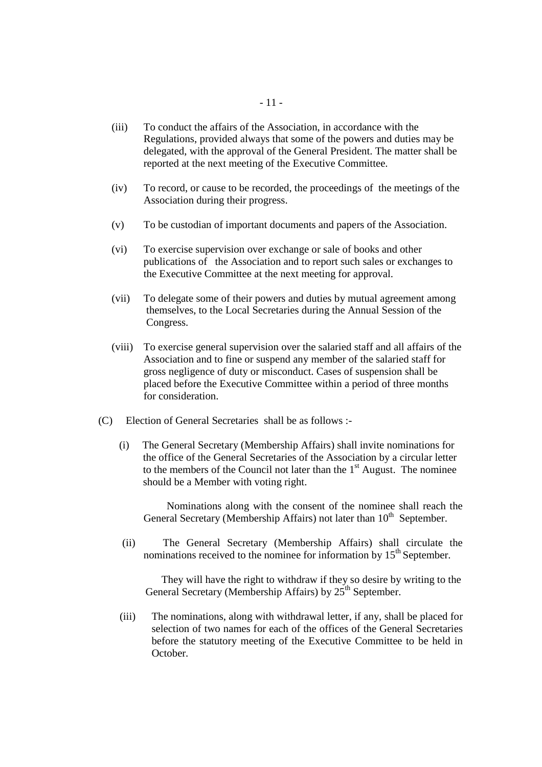(iii) To conduct the affairs of the Association, in accordance with the Regulations, provided always that some of the powers and duties may be delegated, with the approval of the General President. The matter shall be reported at the next meeting of the Executive Committee.

(iv) To record, or cause to be recorded, the proceedings of the meetings of the Association during their progress.

(v) To be custodian of important documents and papers of the Association.

(vi) To exercise supervision over exchange or sale of books and other publications of the Association and to report such sales or exchanges to the Executive Committee at the next meeting for approval.

(vii) To delegate some of their powers and duties by mutual agreement among themselves, to the Local Secretaries during the Annual Session of the Congress.

(viii) To exercise general supervision over the salaried staff and all affairs of the Association and to fine or suspend any member of the salaried staff for gross negligence of duty or misconduct. Cases of suspension shall be placed before the Executive Committee within a period of three months for consideration.

(C) Election of General Secretaries shall be as follows :-

(i) The General Secretary (Membership Affairs) shall invite nominations for the office of the General Secretaries of the Association by a circular letter to the members of the Council not later than the 1st August. The nominee should be a Member with voting right.

Nominations along with the consent of the nominee shall reach the General Secretary (Membership Affairs) not later than 10th September.

(ii) The General Secretary (Membership Affairs) shall circulate the nominations received to the nominee for information by 15th September.

They will have the right to withdraw if they so desire by writing to the General Secretary (Membership Affairs) by 25th September.

(iii) The nominations, along with withdrawal letter, if any, shall be placed for selection of two names for each of the offices of the General Secretaries before the statutory meeting of the Executive Committee to be held in October.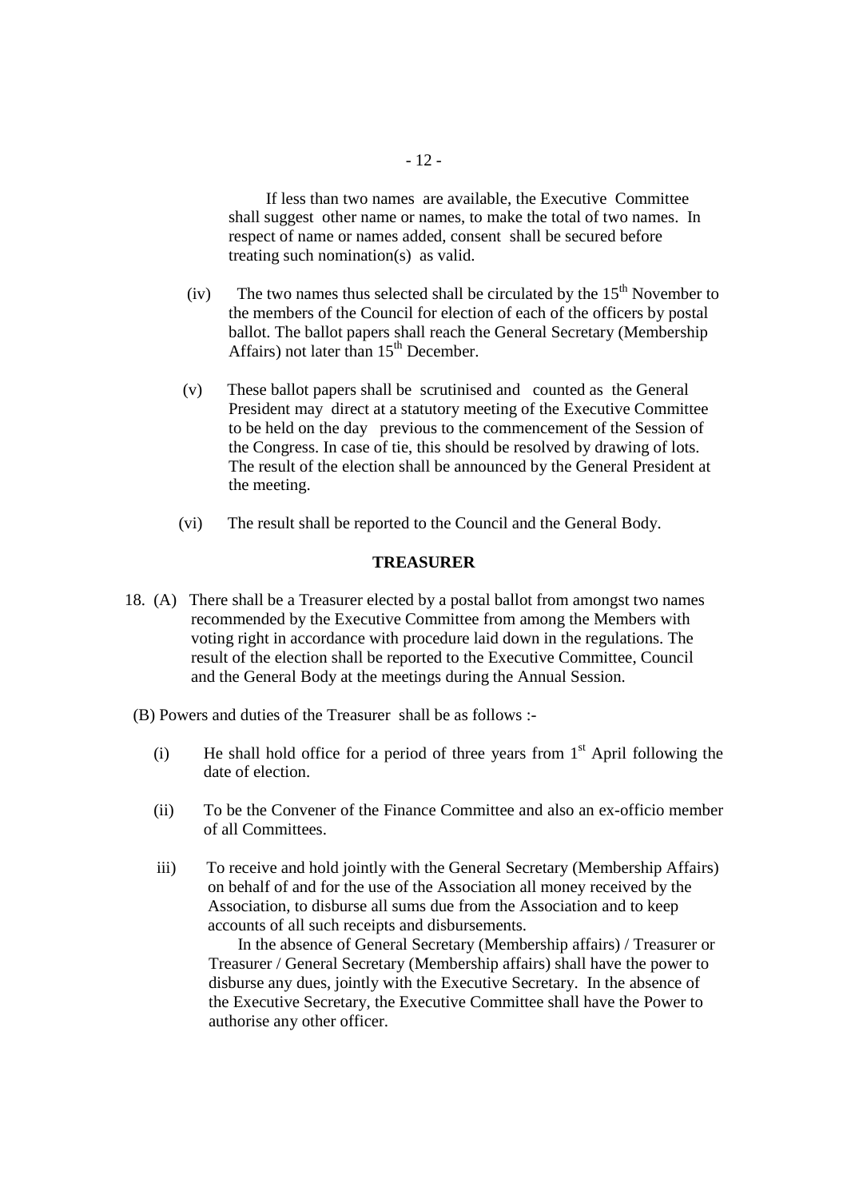If less than two names are available, the Executive Committee shall suggest other name or names, to make the total of two names. In respect of name or names added, consent shall be secured before treating such nomination(s) as valid.

(iv) The two names thus selected shall be circulated by the 15th November to the members of the Council for election of each of the officers by postal ballot. The ballot papers shall reach the General Secretary (Membership Affairs) not later than 15th December.

(v) These ballot papers shall be scrutinised and counted as the General President may direct at a statutory meeting of the Executive Committee to be held on the day previous to the commencement of the Session of the Congress. In case of tie, this should be resolved by drawing of lots. The result of the election shall be announced by the General President at the meeting.

(vi) The result shall be reported to the Council and the General Body.

### TREASURER

18. (A) There shall be a Treasurer elected by a postal ballot from amongst two names recommended by the Executive Committee from among the Members with voting right in accordance with procedure laid down in the regulations. The result of the election shall be reported to the Executive Committee, Council and the General Body at the meetings during the Annual Session.

(B) Powers and duties of the Treasurer shall be as follows :-

(i) He shall hold office for a period of three years from 1st April following the date of election.

(ii) To be the Convener of the Finance Committee and also an ex-officio member of all Committees.

iii) To receive and hold jointly with the General Secretary (Membership Affairs) on behalf of and for the use of the Association all money received by the Association, to disburse all sums due from the Association and to keep accounts of all such receipts and disbursements.

In the absence of General Secretary (Membership affairs) / Treasurer or Treasurer / General Secretary (Membership affairs) shall have the power to disburse any dues, jointly with the Executive Secretary. In the absence of the Executive Secretary, the Executive Committee shall have the Power to authorise any other officer.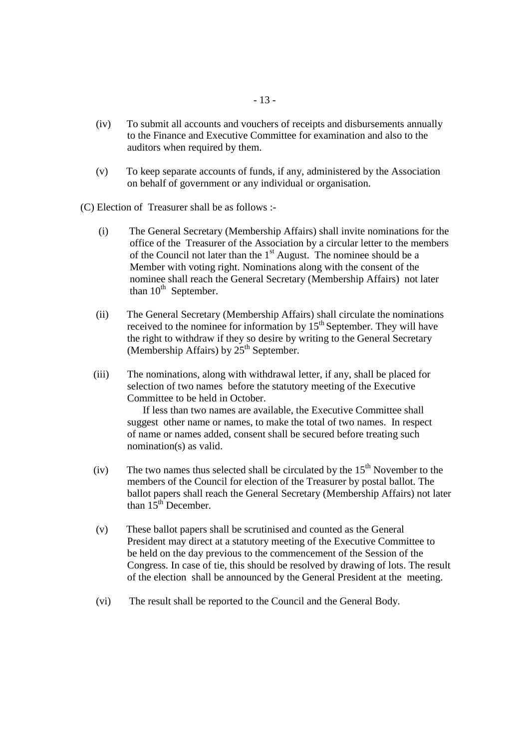(iv) To submit all accounts and vouchers of receipts and disbursements annually to the Finance and Executive Committee for examination and also to the auditors when required by them.

(v) To keep separate accounts of funds, if any, administered by the Association on behalf of government or any individual or organisation.

(C) Election of Treasurer shall be as follows :-

(i) The General Secretary (Membership Affairs) shall invite nominations for the office of the Treasurer of the Association by a circular letter to the members of the Council not later than the 1st August. The nominee should be a Member with voting right. Nominations along with the consent of the nominee shall reach the General Secretary (Membership Affairs) not later than 10th September.

(ii) The General Secretary (Membership Affairs) shall circulate the nominations received to the nominee for information by 15th September. They will have the right to withdraw if they so desire by writing to the General Secretary (Membership Affairs) by 25th September.

(iii) The nominations, along with withdrawal letter, if any, shall be placed for selection of two names before the statutory meeting of the Executive Committee to be held in October.

If less than two names are available, the Executive Committee shall suggest other name or names, to make the total of two names. In respect of name or names added, consent shall be secured before treating such nomination(s) as valid.

(iv) The two names thus selected shall be circulated by the 15th November to the members of the Council for election of the Treasurer by postal ballot. The ballot papers shall reach the General Secretary (Membership Affairs) not later than 15th December.

(v) These ballot papers shall be scrutinised and counted as the General President may direct at a statutory meeting of the Executive Committee to be held on the day previous to the commencement of the Session of the Congress. In case of tie, this should be resolved by drawing of lots. The result of the election shall be announced by the General President at the meeting.

(vi) The result shall be reported to the Council and the General Body.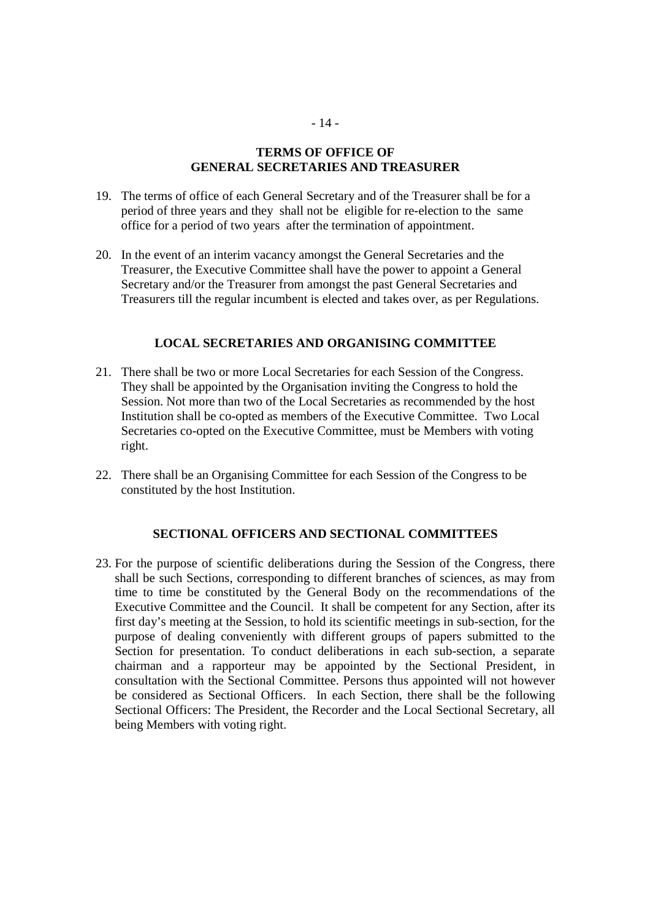## TERMS OF OFFICE OF GENERAL SECRETARIES AND TREASURER

19. The terms of office of each General Secretary and of the Treasurer shall be for a period of three years and they shall not be eligible for re-election to the same office for a period of two years after the termination of appointment.

20. In the event of an interim vacancy amongst the General Secretaries and the Treasurer, the Executive Committee shall have the power to appoint a General Secretary and/or the Treasurer from amongst the past General Secretaries and Treasurers till the regular incumbent is elected and takes over, as per Regulations.

## LOCAL SECRETARIES AND ORGANISING COMMITTEE

21. There shall be two or more Local Secretaries for each Session of the Congress. They shall be appointed by the Organisation inviting the Congress to hold the Session. Not more than two of the Local Secretaries as recommended by the host Institution shall be co-opted as members of the Executive Committee. Two Local Secretaries co-opted on the Executive Committee, must be Members with voting right.

22. There shall be an Organising Committee for each Session of the Congress to be constituted by the host Institution.

## SECTIONAL OFFICERS AND SECTIONAL COMMITTEES

23. For the purpose of scientific deliberations during the Session of the Congress, there shall be such Sections, corresponding to different branches of sciences, as may from time to time be constituted by the General Body on the recommendations of the Executive Committee and the Council. It shall be competent for any Section, after its first day's meeting at the Session, to hold its scientific meetings in sub-section, for the purpose of dealing conveniently with different groups of papers submitted to the Section for presentation. To conduct deliberations in each sub-section, a separate chairman and a rapporteur may be appointed by the Sectional President, in consultation with the Sectional Committee. Persons thus appointed will not however be considered as Sectional Officers. In each Section, there shall be the following Sectional Officers: The President, the Recorder and the Local Sectional Secretary, all being Members with voting right.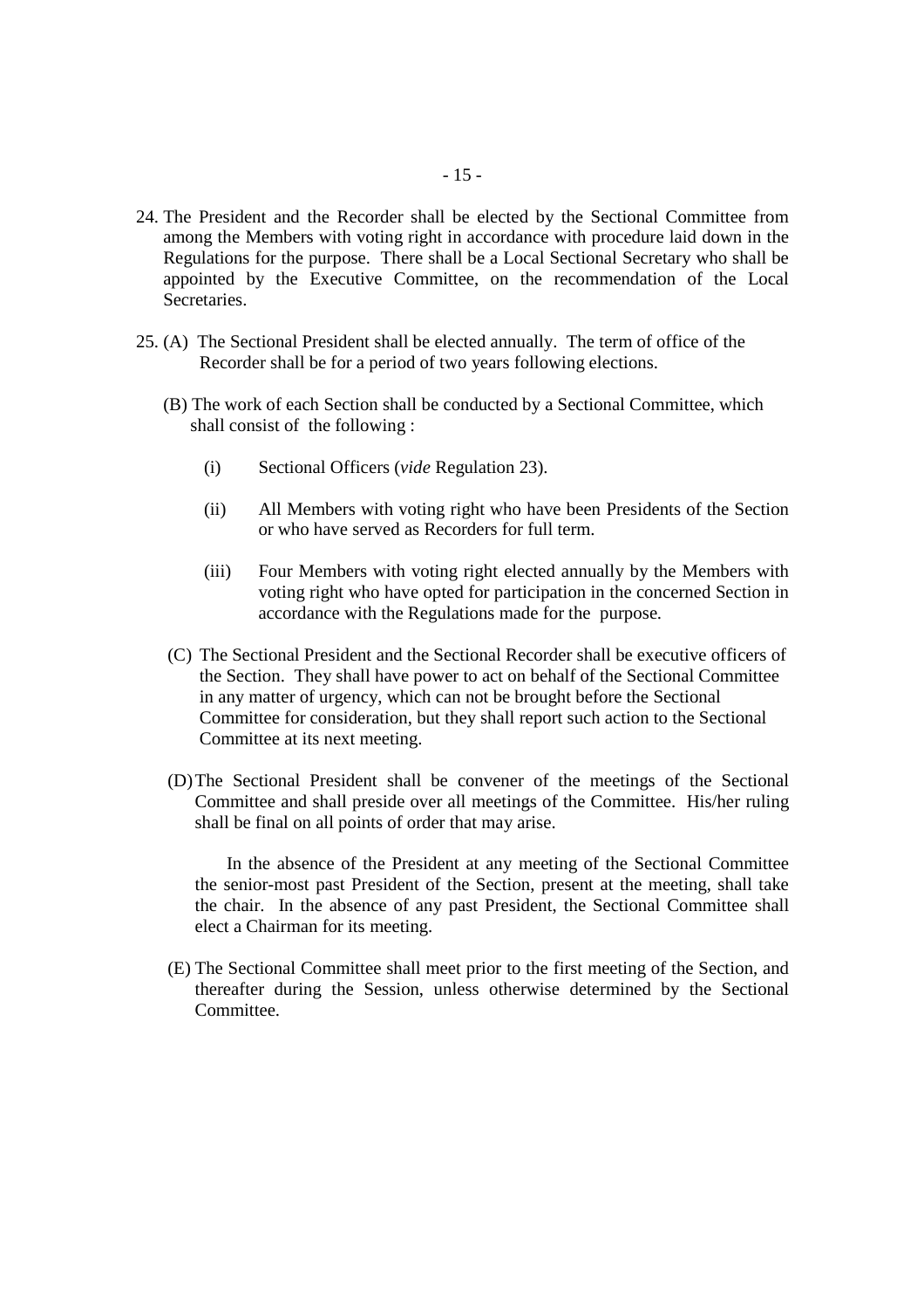24. The President and the Recorder shall be elected by the Sectional Committee from among the Members with voting right in accordance with procedure laid down in the Regulations for the purpose. There shall be a Local Sectional Secretary who shall be appointed by the Executive Committee, on the recommendation of the Local Secretaries.

25. (A) The Sectional President shall be elected annually. The term of office of the Recorder shall be for a period of two years following elections.

    (B) The work of each Section shall be conducted by a Sectional Committee, which shall consist of the following :

    - (i) Sectional Officers (*vide* Regulation 23).
    - (ii) All Members with voting right who have been Presidents of the Section or who have served as Recorders for full term.
    - (iii) Four Members with voting right elected annually by the Members with voting right who have opted for participation in the concerned Section in accordance with the Regulations made for the purpose.

    (C) The Sectional President and the Sectional Recorder shall be executive officers of the Section. They shall have power to act on behalf of the Sectional Committee in any matter of urgency, which can not be brought before the Sectional Committee for consideration, but they shall report such action to the Sectional Committee at its next meeting.

    (D) The Sectional President shall be convener of the meetings of the Sectional Committee and shall preside over all meetings of the Committee. His/her ruling shall be final on all points of order that may arise.

    In the absence of the President at any meeting of the Sectional Committee the senior-most past President of the Section, present at the meeting, shall take the chair. In the absence of any past President, the Sectional Committee shall elect a Chairman for its meeting.

    (E) The Sectional Committee shall meet prior to the first meeting of the Section, and thereafter during the Session, unless otherwise determined by the Sectional Committee.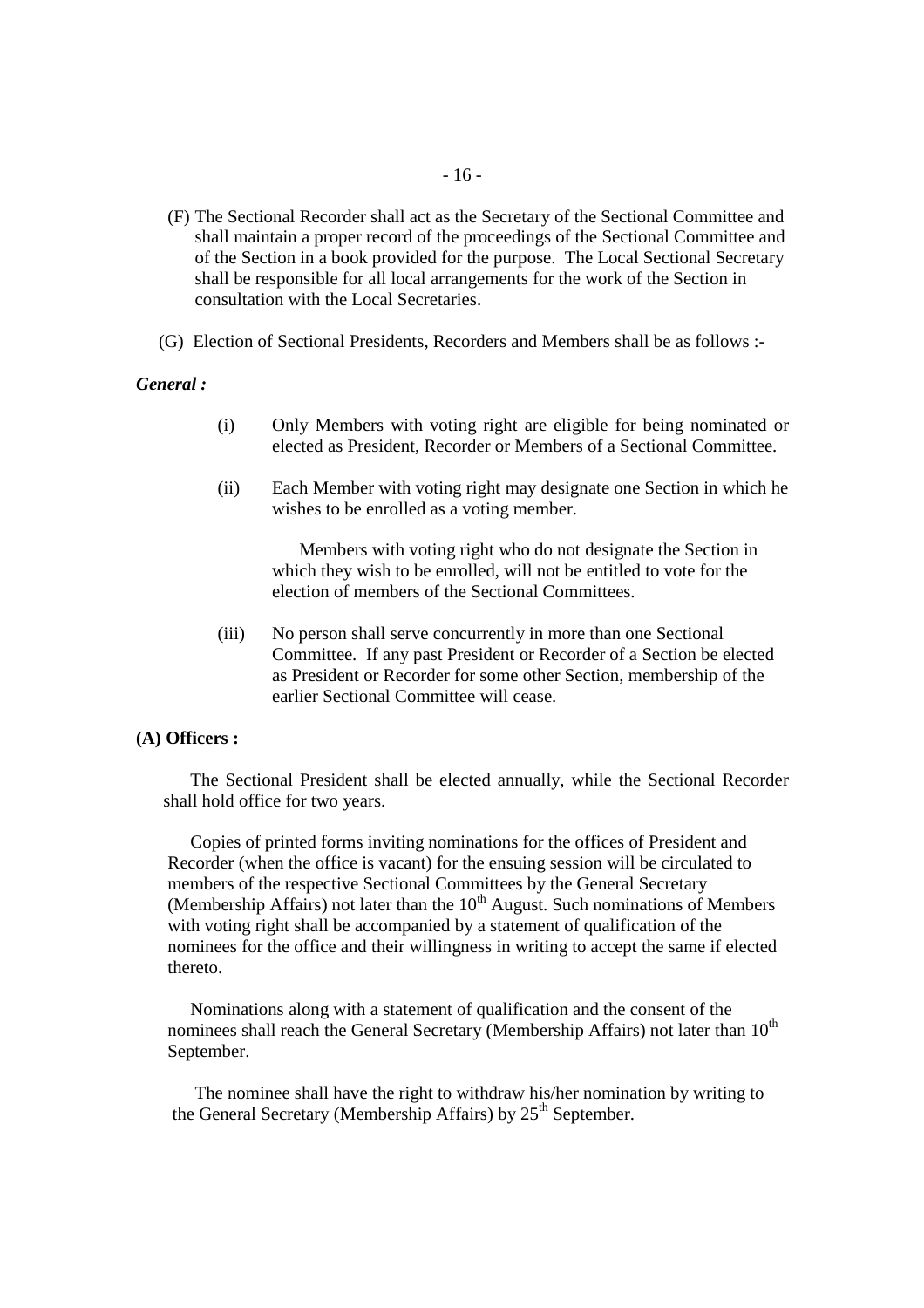(F) The Sectional Recorder shall act as the Secretary of the Sectional Committee and shall maintain a proper record of the proceedings of the Sectional Committee and of the Section in a book provided for the purpose. The Local Sectional Secretary shall be responsible for all local arrangements for the work of the Section in consultation with the Local Secretaries.

(G) Election of Sectional Presidents, Recorders and Members shall be as follows :-

***General :***

(i) Only Members with voting right are eligible for being nominated or elected as President, Recorder or Members of a Sectional Committee.

(ii) Each Member with voting right may designate one Section in which he wishes to be enrolled as a voting member.

Members with voting right who do not designate the Section in which they wish to be enrolled, will not be entitled to vote for the election of members of the Sectional Committees.

(iii) No person shall serve concurrently in more than one Sectional Committee. If any past President or Recorder of a Section be elected as President or Recorder for some other Section, membership of the earlier Sectional Committee will cease.

**(A) Officers :**

The Sectional President shall be elected annually, while the Sectional Recorder shall hold office for two years.

Copies of printed forms inviting nominations for the offices of President and Recorder (when the office is vacant) for the ensuing session will be circulated to members of the respective Sectional Committees by the General Secretary (Membership Affairs) not later than the 10th August. Such nominations of Members with voting right shall be accompanied by a statement of qualification of the nominees for the office and their willingness in writing to accept the same if elected thereto.

Nominations along with a statement of qualification and the consent of the nominees shall reach the General Secretary (Membership Affairs) not later than 10th September.

The nominee shall have the right to withdraw his/her nomination by writing to the General Secretary (Membership Affairs) by 25th September.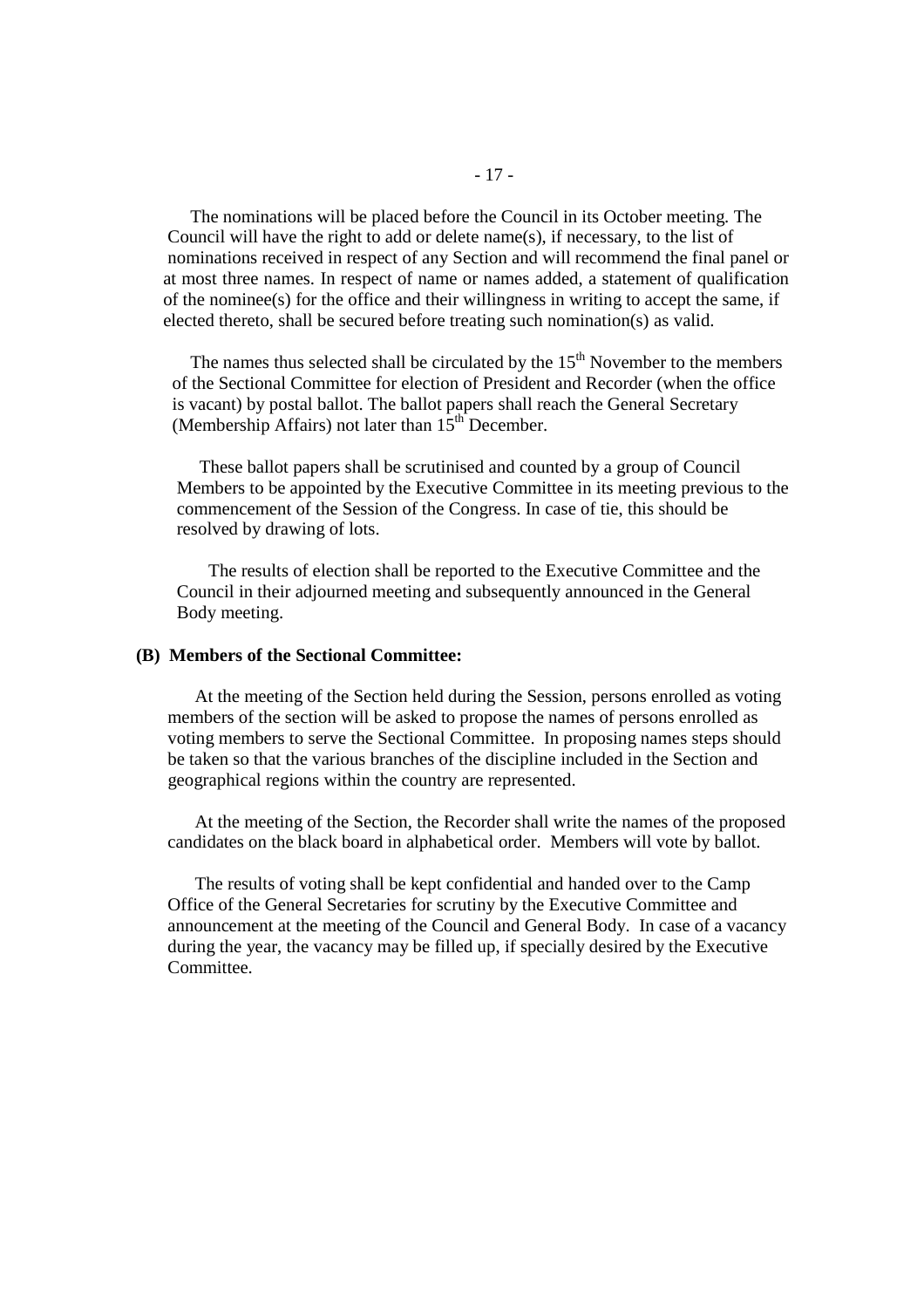The nominations will be placed before the Council in its October meeting. The Council will have the right to add or delete name(s), if necessary, to the list of nominations received in respect of any Section and will recommend the final panel or at most three names. In respect of name or names added, a statement of qualification of the nominee(s) for the office and their willingness in writing to accept the same, if elected thereto, shall be secured before treating such nomination(s) as valid.

The names thus selected shall be circulated by the 15th November to the members of the Sectional Committee for election of President and Recorder (when the office is vacant) by postal ballot. The ballot papers shall reach the General Secretary (Membership Affairs) not later than 15th December.

These ballot papers shall be scrutinised and counted by a group of Council Members to be appointed by the Executive Committee in its meeting previous to the commencement of the Session of the Congress. In case of tie, this should be resolved by drawing of lots.

The results of election shall be reported to the Executive Committee and the Council in their adjourned meeting and subsequently announced in the General Body meeting.

**(B) Members of the Sectional Committee:**

At the meeting of the Section held during the Session, persons enrolled as voting members of the section will be asked to propose the names of persons enrolled as voting members to serve the Sectional Committee. In proposing names steps should be taken so that the various branches of the discipline included in the Section and geographical regions within the country are represented.

At the meeting of the Section, the Recorder shall write the names of the proposed candidates on the black board in alphabetical order. Members will vote by ballot.

The results of voting shall be kept confidential and handed over to the Camp Office of the General Secretaries for scrutiny by the Executive Committee and announcement at the meeting of the Council and General Body. In case of a vacancy during the year, the vacancy may be filled up, if specially desired by the Executive Committee.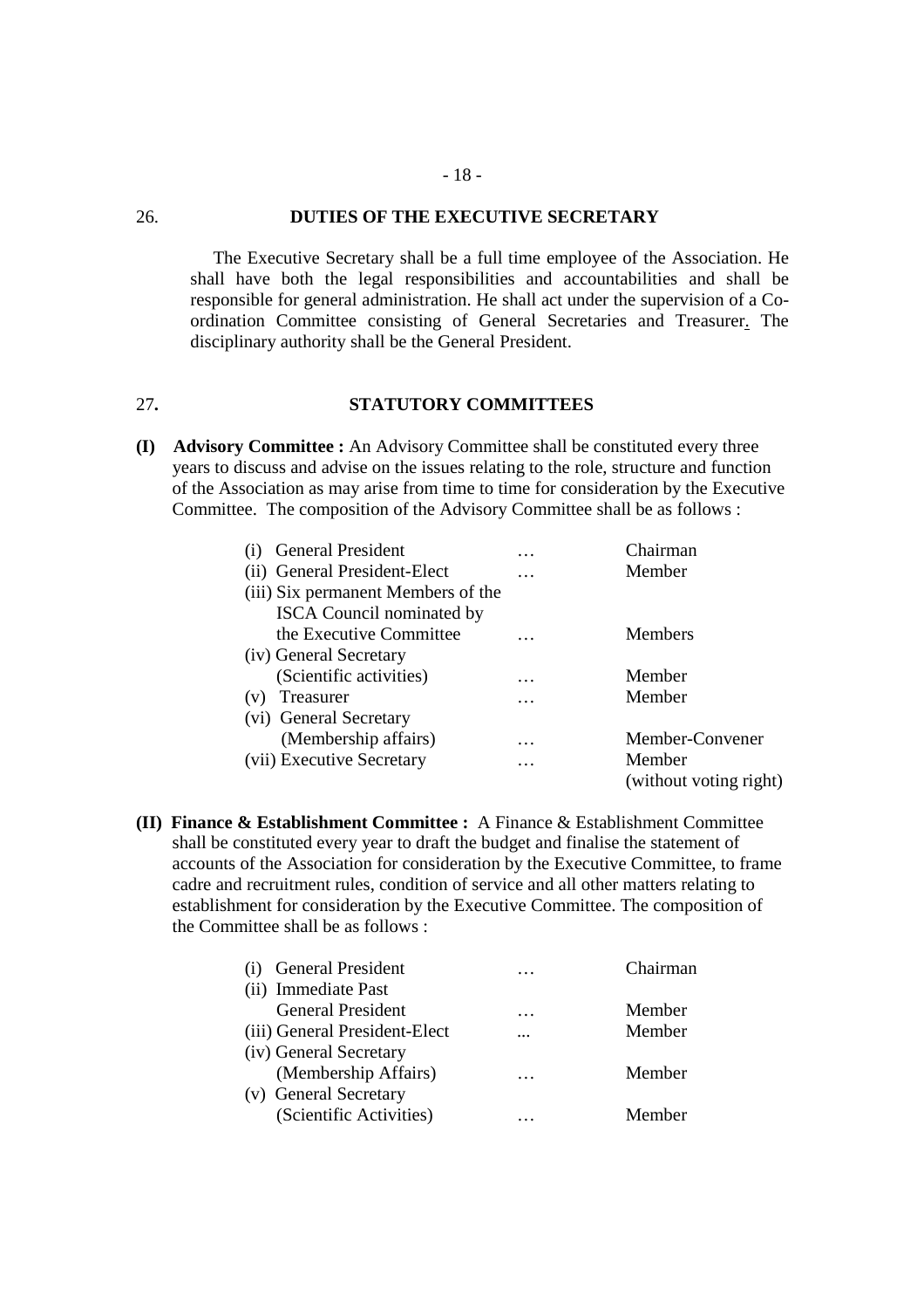## 26. DUTIES OF THE EXECUTIVE SECRETARY

The Executive Secretary shall be a full time employee of the Association. He shall have both the legal responsibilities and accountabilities and shall be responsible for general administration. He shall act under the supervision of a Co-ordination Committee consisting of General Secretaries and Treasurer. The disciplinary authority shall be the General President.

## 27. STATUTORY COMMITTEES

**(I) Advisory Committee :** An Advisory Committee shall be constituted every three years to discuss and advise on the issues relating to the role, structure and function of the Association as may arise from time to time for consideration by the Executive Committee. The composition of the Advisory Committee shall be as follows :

| | | |
|---|---|---|
| (i) General President | … | Chairman |
| (ii) General President-Elect | … | Member |
| (iii) Six permanent Members of the ISCA Council nominated by the Executive Committee | … | Members |
| (iv) General Secretary (Scientific activities) | … | Member |
| (v) Treasurer | … | Member |
| (vi) General Secretary (Membership affairs) | … | Member-Convener |
| (vii) Executive Secretary | … | Member (without voting right) |

**(II) Finance & Establishment Committee :** A Finance & Establishment Committee shall be constituted every year to draft the budget and finalise the statement of accounts of the Association for consideration by the Executive Committee, to frame cadre and recruitment rules, condition of service and all other matters relating to establishment for consideration by the Executive Committee. The composition of the Committee shall be as follows :

| | | |
|---|---|---|
| (i) General President | … | Chairman |
| (ii) Immediate Past General President | … | Member |
| (iii) General President-Elect | ... | Member |
| (iv) General Secretary (Membership Affairs) | … | Member |
| (v) General Secretary (Scientific Activities) | … | Member |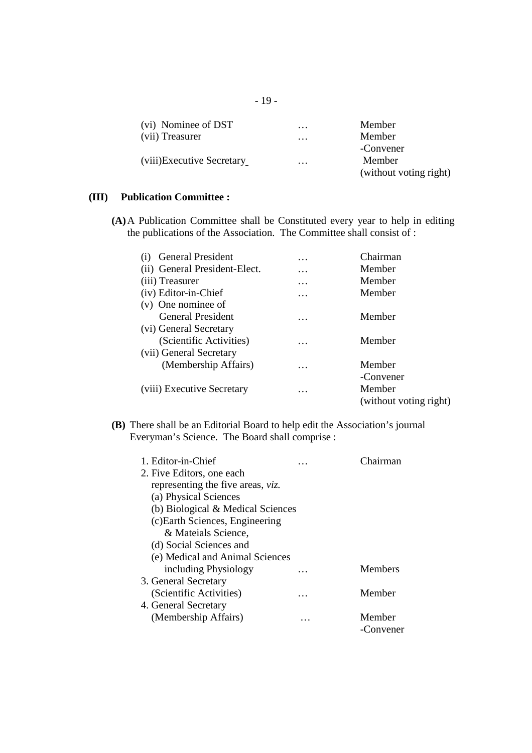| | | |
|---|---|---|
| (vi) Nominee of DST | … | Member |
| (vii) Treasurer | … | Member -Convener |
| (viii)Executive Secretary | … | Member (without voting right) |

**(III) Publication Committee :**

**(A)** A Publication Committee shall be Constituted every year to help in editing the publications of the Association. The Committee shall consist of :

| | | |
|---|---|---|
| (i) General President | … | Chairman |
| (ii) General President-Elect. | … | Member |
| (iii) Treasurer | … | Member |
| (iv) Editor-in-Chief | … | Member |
| (v) One nominee of General President | … | Member |
| (vi) General Secretary (Scientific Activities) | … | Member |
| (vii) General Secretary (Membership Affairs) | … | Member -Convener |
| (viii) Executive Secretary | … | Member (without voting right) |

**(B)** There shall be an Editorial Board to help edit the Association's journal Everyman's Science. The Board shall comprise :

| | | |
|---|---|---|
| 1. Editor-in-Chief | … | Chairman |
| 2. Five Editors, one each representing the five areas, *viz.* (a) Physical Sciences (b) Biological & Medical Sciences (c)Earth Sciences, Engineering & Mateials Science, (d) Social Sciences and (e) Medical and Animal Sciences including Physiology | … | Members |
| 3. General Secretary (Scientific Activities) | … | Member |
| 4. General Secretary (Membership Affairs) | … | Member -Convener |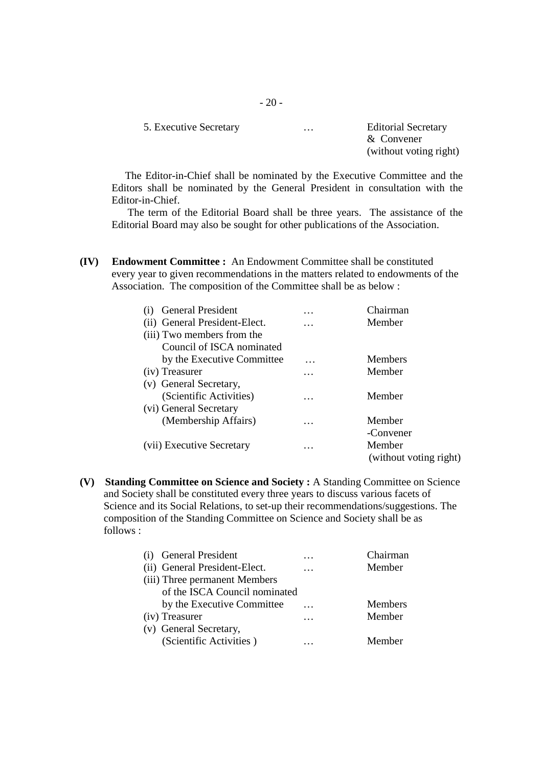| 5. Executive Secretary | … | Editorial Secretary & Convener (without voting right) |
|---|---|---|

The Editor-in-Chief shall be nominated by the Executive Committee and the Editors shall be nominated by the General President in consultation with the Editor-in-Chief.

The term of the Editorial Board shall be three years. The assistance of the Editorial Board may also be sought for other publications of the Association.

**(IV) Endowment Committee :** An Endowment Committee shall be constituted every year to given recommendations in the matters related to endowments of the Association. The composition of the Committee shall be as below :

| | | |
|---|---|---|
| (i) General President | … | Chairman |
| (ii) General President-Elect. | … | Member |
| (iii) Two members from the Council of ISCA nominated by the Executive Committee | … | Members |
| (iv) Treasurer | … | Member |
| (v) General Secretary, (Scientific Activities) | … | Member |
| (vi) General Secretary (Membership Affairs) | … | Member -Convener |
| (vii) Executive Secretary | … | Member (without voting right) |

**(V) Standing Committee on Science and Society :** A Standing Committee on Science and Society shall be constituted every three years to discuss various facets of Science and its Social Relations, to set-up their recommendations/suggestions. The composition of the Standing Committee on Science and Society shall be as follows :

| | | |
|---|---|---|
| (i) General President | … | Chairman |
| (ii) General President-Elect. | … | Member |
| (iii) Three permanent Members of the ISCA Council nominated by the Executive Committee | … | Members |
| (iv) Treasurer | … | Member |
| (v) General Secretary, (Scientific Activities ) | … | Member |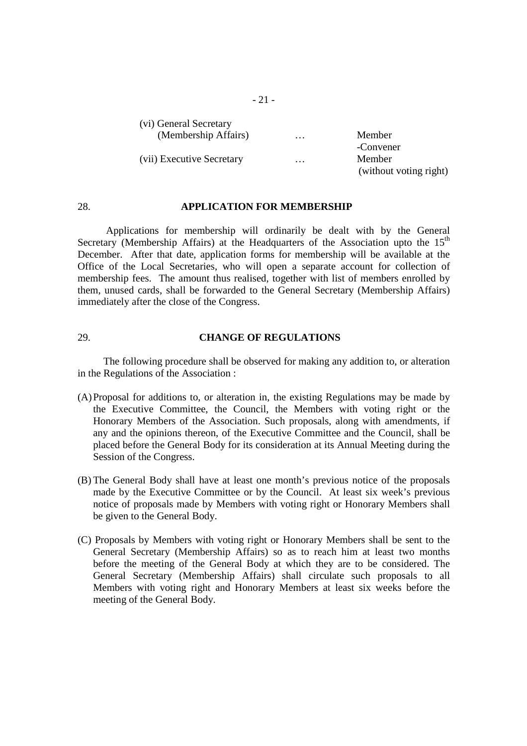| | | |
|---|---|---|
| (vi) General Secretary (Membership Affairs) | … | Member -Convener |
| (vii) Executive Secretary | … | Member (without voting right) |

## 28. APPLICATION FOR MEMBERSHIP

Applications for membership will ordinarily be dealt with by the General Secretary (Membership Affairs) at the Headquarters of the Association upto the 15th December. After that date, application forms for membership will be available at the Office of the Local Secretaries, who will open a separate account for collection of membership fees. The amount thus realised, together with list of members enrolled by them, unused cards, shall be forwarded to the General Secretary (Membership Affairs) immediately after the close of the Congress.

## 29. CHANGE OF REGULATIONS

The following procedure shall be observed for making any addition to, or alteration in the Regulations of the Association :

(A) Proposal for additions to, or alteration in, the existing Regulations may be made by the Executive Committee, the Council, the Members with voting right or the Honorary Members of the Association. Such proposals, along with amendments, if any and the opinions thereon, of the Executive Committee and the Council, shall be placed before the General Body for its consideration at its Annual Meeting during the Session of the Congress.

(B) The General Body shall have at least one month's previous notice of the proposals made by the Executive Committee or by the Council. At least six week's previous notice of proposals made by Members with voting right or Honorary Members shall be given to the General Body.

(C) Proposals by Members with voting right or Honorary Members shall be sent to the General Secretary (Membership Affairs) so as to reach him at least two months before the meeting of the General Body at which they are to be considered. The General Secretary (Membership Affairs) shall circulate such proposals to all Members with voting right and Honorary Members at least six weeks before the meeting of the General Body.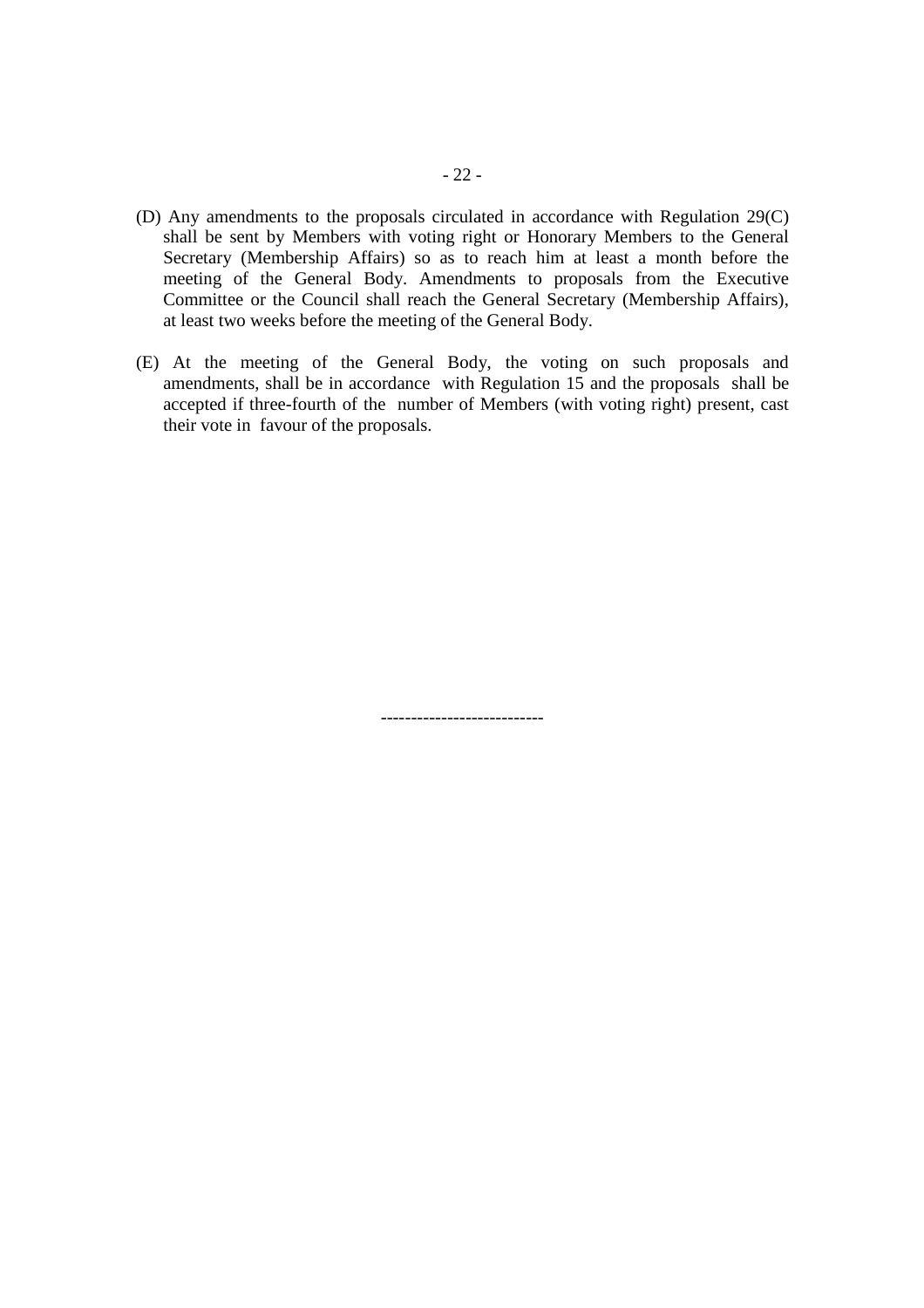(D) Any amendments to the proposals circulated in accordance with Regulation 29(C) shall be sent by Members with voting right or Honorary Members to the General Secretary (Membership Affairs) so as to reach him at least a month before the meeting of the General Body. Amendments to proposals from the Executive Committee or the Council shall reach the General Secretary (Membership Affairs), at least two weeks before the meeting of the General Body.

(E) At the meeting of the General Body, the voting on such proposals and amendments, shall be in accordance with Regulation 15 and the proposals shall be accepted if three-fourth of the number of Members (with voting right) present, cast their vote in favour of the proposals.

--------------------------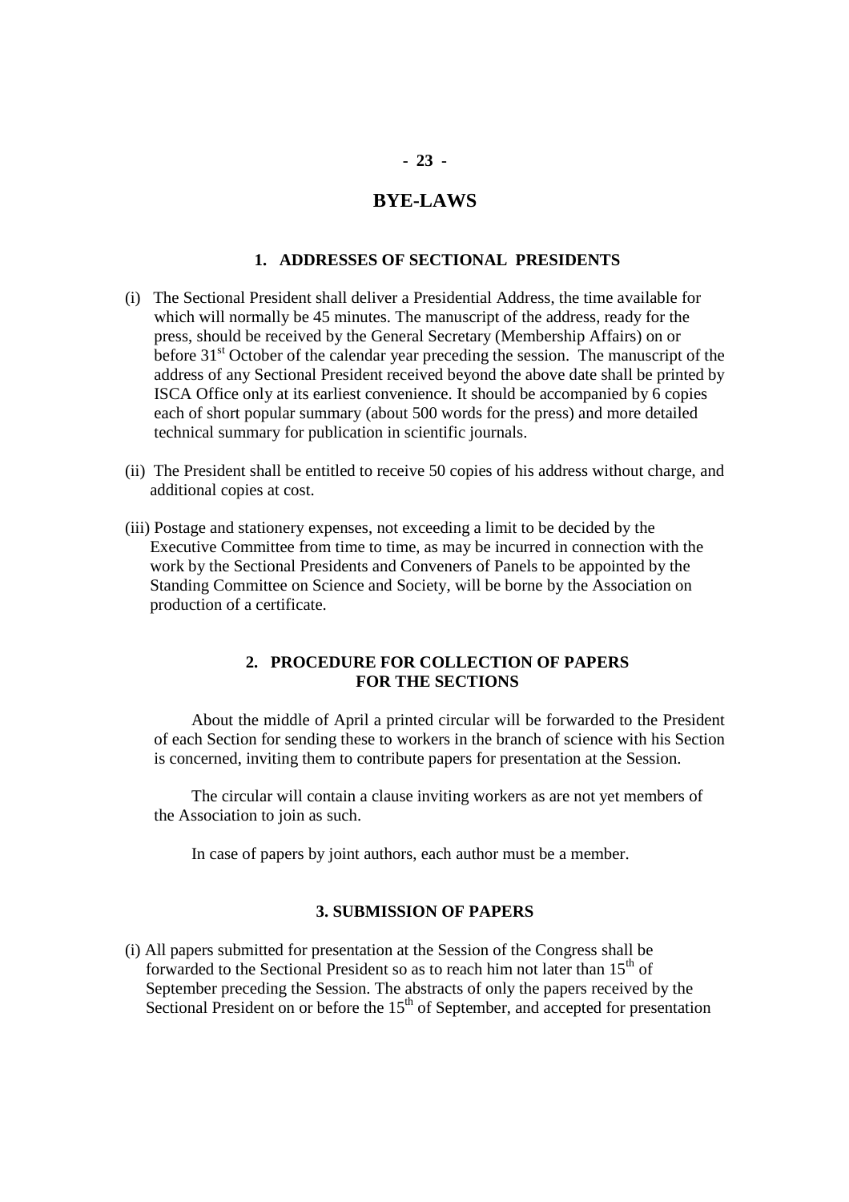# BYE-LAWS

## 1. ADDRESSES OF SECTIONAL PRESIDENTS

(i) The Sectional President shall deliver a Presidential Address, the time available for which will normally be 45 minutes. The manuscript of the address, ready for the press, should be received by the General Secretary (Membership Affairs) on or before 31st October of the calendar year preceding the session. The manuscript of the address of any Sectional President received beyond the above date shall be printed by ISCA Office only at its earliest convenience. It should be accompanied by 6 copies each of short popular summary (about 500 words for the press) and more detailed technical summary for publication in scientific journals.

(ii) The President shall be entitled to receive 50 copies of his address without charge, and additional copies at cost.

(iii) Postage and stationery expenses, not exceeding a limit to be decided by the Executive Committee from time to time, as may be incurred in connection with the work by the Sectional Presidents and Conveners of Panels to be appointed by the Standing Committee on Science and Society, will be borne by the Association on production of a certificate.

## 2. PROCEDURE FOR COLLECTION OF PAPERS FOR THE SECTIONS

About the middle of April a printed circular will be forwarded to the President of each Section for sending these to workers in the branch of science with his Section is concerned, inviting them to contribute papers for presentation at the Session.

The circular will contain a clause inviting workers as are not yet members of the Association to join as such.

In case of papers by joint authors, each author must be a member.

## 3. SUBMISSION OF PAPERS

(i) All papers submitted for presentation at the Session of the Congress shall be forwarded to the Sectional President so as to reach him not later than 15th of September preceding the Session. The abstracts of only the papers received by the Sectional President on or before the 15th of September, and accepted for presentation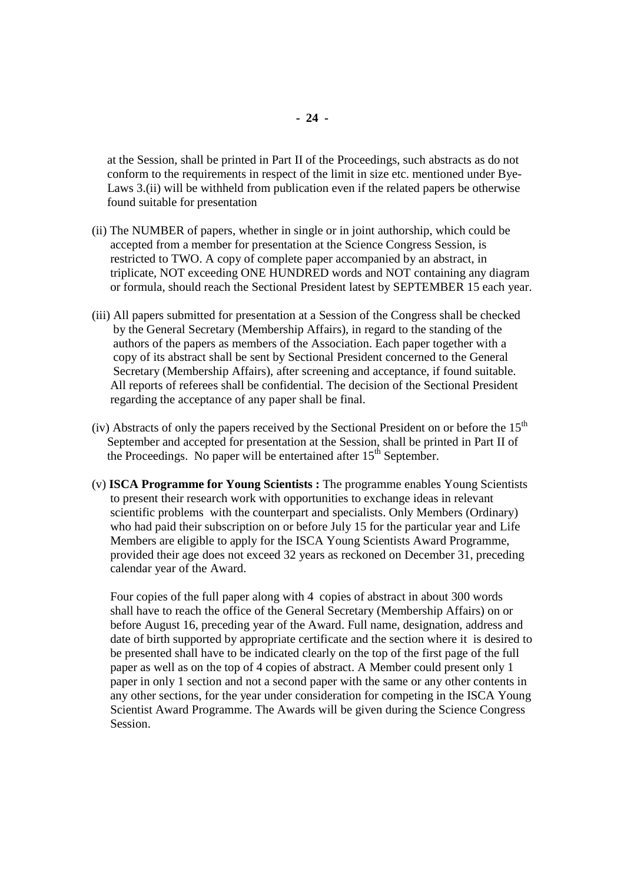at the Session, shall be printed in Part II of the Proceedings, such abstracts as do not conform to the requirements in respect of the limit in size etc. mentioned under Bye-Laws 3.(ii) will be withheld from publication even if the related papers be otherwise found suitable for presentation

(ii) The NUMBER of papers, whether in single or in joint authorship, which could be accepted from a member for presentation at the Science Congress Session, is restricted to TWO. A copy of complete paper accompanied by an abstract, in triplicate, NOT exceeding ONE HUNDRED words and NOT containing any diagram or formula, should reach the Sectional President latest by SEPTEMBER 15 each year.

(iii) All papers submitted for presentation at a Session of the Congress shall be checked by the General Secretary (Membership Affairs), in regard to the standing of the authors of the papers as members of the Association. Each paper together with a copy of its abstract shall be sent by Sectional President concerned to the General Secretary (Membership Affairs), after screening and acceptance, if found suitable. All reports of referees shall be confidential. The decision of the Sectional President regarding the acceptance of any paper shall be final.

(iv) Abstracts of only the papers received by the Sectional President on or before the 15th September and accepted for presentation at the Session, shall be printed in Part II of the Proceedings. No paper will be entertained after 15th September.

(v) **ISCA Programme for Young Scientists :** The programme enables Young Scientists to present their research work with opportunities to exchange ideas in relevant scientific problems with the counterpart and specialists. Only Members (Ordinary) who had paid their subscription on or before July 15 for the particular year and Life Members are eligible to apply for the ISCA Young Scientists Award Programme, provided their age does not exceed 32 years as reckoned on December 31, preceding calendar year of the Award.

Four copies of the full paper along with 4 copies of abstract in about 300 words shall have to reach the office of the General Secretary (Membership Affairs) on or before August 16, preceding year of the Award. Full name, designation, address and date of birth supported by appropriate certificate and the section where it is desired to be presented shall have to be indicated clearly on the top of the first page of the full paper as well as on the top of 4 copies of abstract. A Member could present only 1 paper in only 1 section and not a second paper with the same or any other contents in any other sections, for the year under consideration for competing in the ISCA Young Scientist Award Programme. The Awards will be given during the Science Congress Session.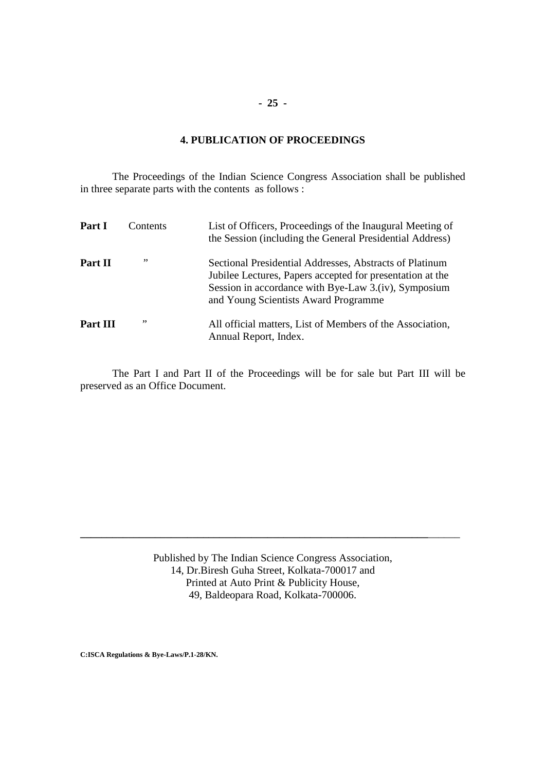## 4. PUBLICATION OF PROCEEDINGS

The Proceedings of the Indian Science Congress Association shall be published in three separate parts with the contents as follows :

| | | |
|---|---|---|
| **Part I** | Contents | List of Officers, Proceedings of the Inaugural Meeting of the Session (including the General Presidential Address) |
| **Part II** | ” | Sectional Presidential Addresses, Abstracts of Platinum Jubilee Lectures, Papers accepted for presentation at the Session in accordance with Bye-Law 3.(iv), Symposium and Young Scientists Award Programme |
| **Part III** | ” | All official matters, List of Members of the Association, Annual Report, Index. |

The Part I and Part II of the Proceedings will be for sale but Part III will be preserved as an Office Document.

---

Published by The Indian Science Congress Association,
14, Dr.Biresh Guha Street, Kolkata-700017 and
Printed at Auto Print & Publicity House,
49, Baldeopara Road, Kolkata-700006.

**C:ISCA Regulations & Bye-Laws/P.1-28/KN.**